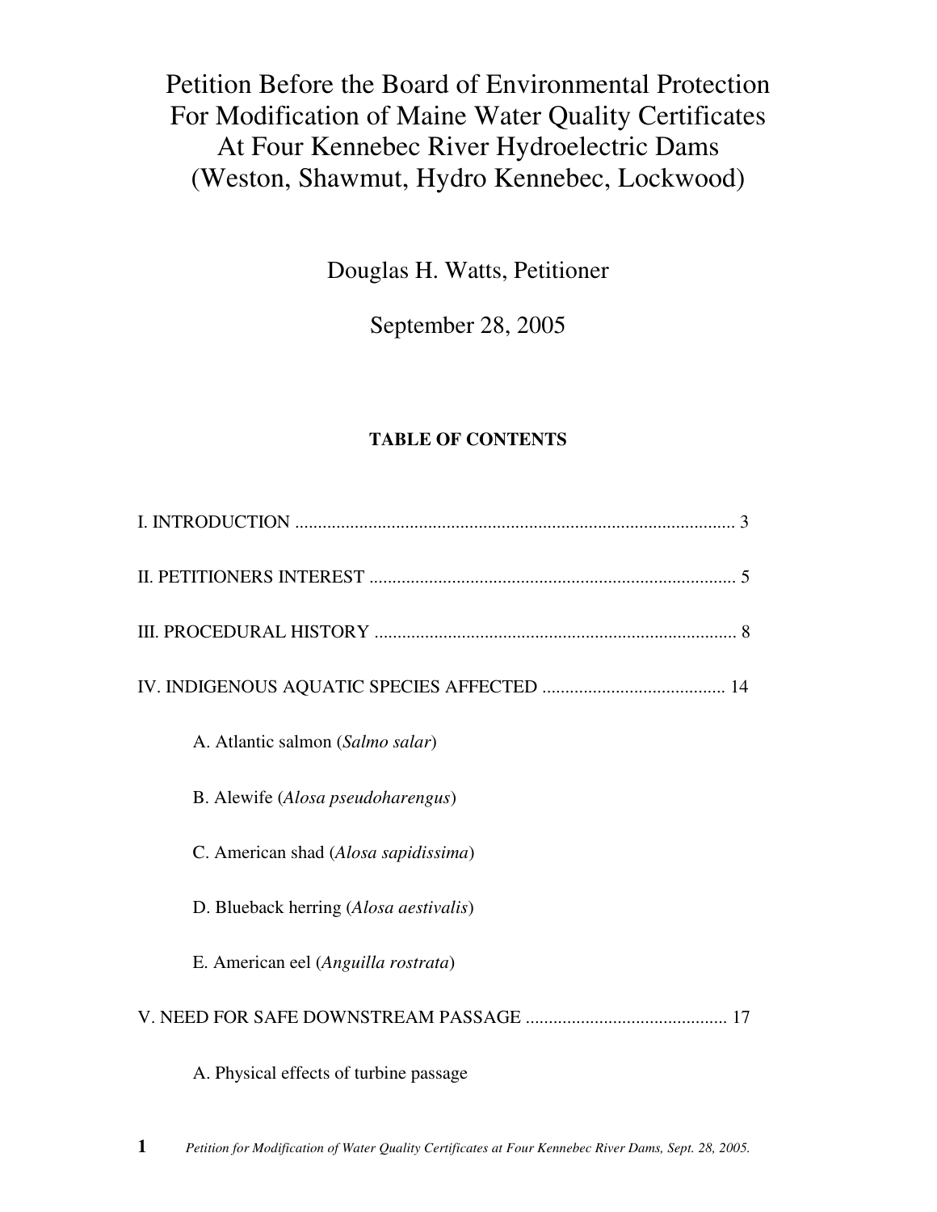# Petition Before the Board of Environmental Protection For Modification of Maine Water Quality Certificates At Four Kennebec River Hydroelectric Dams (Weston, Shawmut, Hydro Kennebec, Lockwood)

Douglas H. Watts, Petitioner

September 28, 2005

**TABLE OF CONTENTS**

I. INTRODUCTION ................................................................................................ 3

II. PETITIONERS INTEREST ................................................................................ 5

III. PROCEDURAL HISTORY ............................................................................... 8

IV. INDIGENOUS AQUATIC SPECIES AFFECTED ........................................ 14

- A. Atlantic salmon (*Salmo salar*)
- B. Alewife (*Alosa pseudoharengus*)
- C. American shad (*Alosa sapidissima*)
- D. Blueback herring (*Alosa aestivalis*)
- E. American eel (*Anguilla rostrata*)

V. NEED FOR SAFE DOWNSTREAM PASSAGE ............................................ 17

- A. Physical effects of turbine passage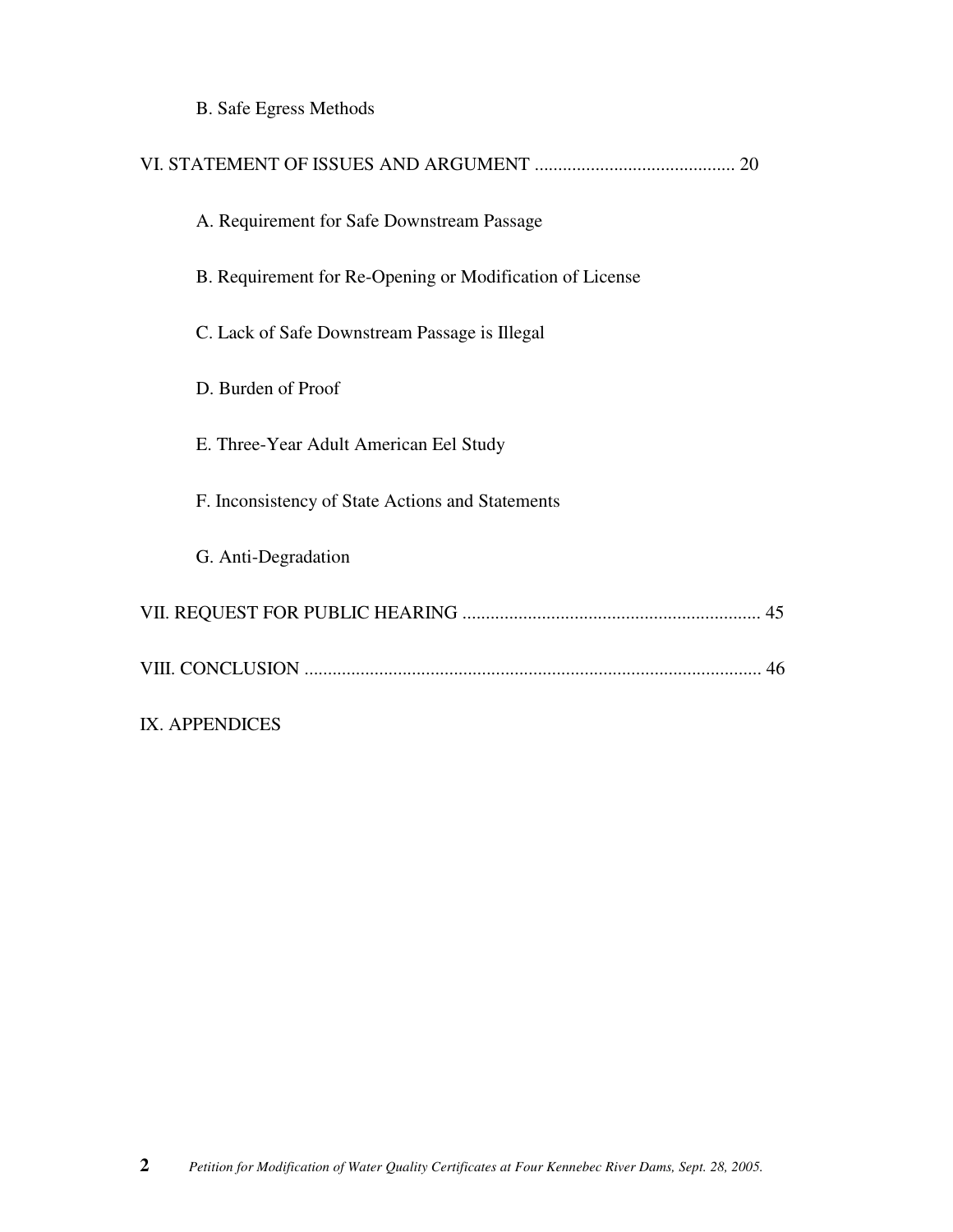B. Safe Egress Methods

VI. STATEMENT OF ISSUES AND ARGUMENT ........................................... 20

A. Requirement for Safe Downstream Passage

B. Requirement for Re-Opening or Modification of License

C. Lack of Safe Downstream Passage is Illegal

D. Burden of Proof

E. Three-Year Adult American Eel Study

F. Inconsistency of State Actions and Statements

G. Anti-Degradation

VII. REQUEST FOR PUBLIC HEARING ................................................................ 45

VIII. CONCLUSION .................................................................................................. 46

IX. APPENDICES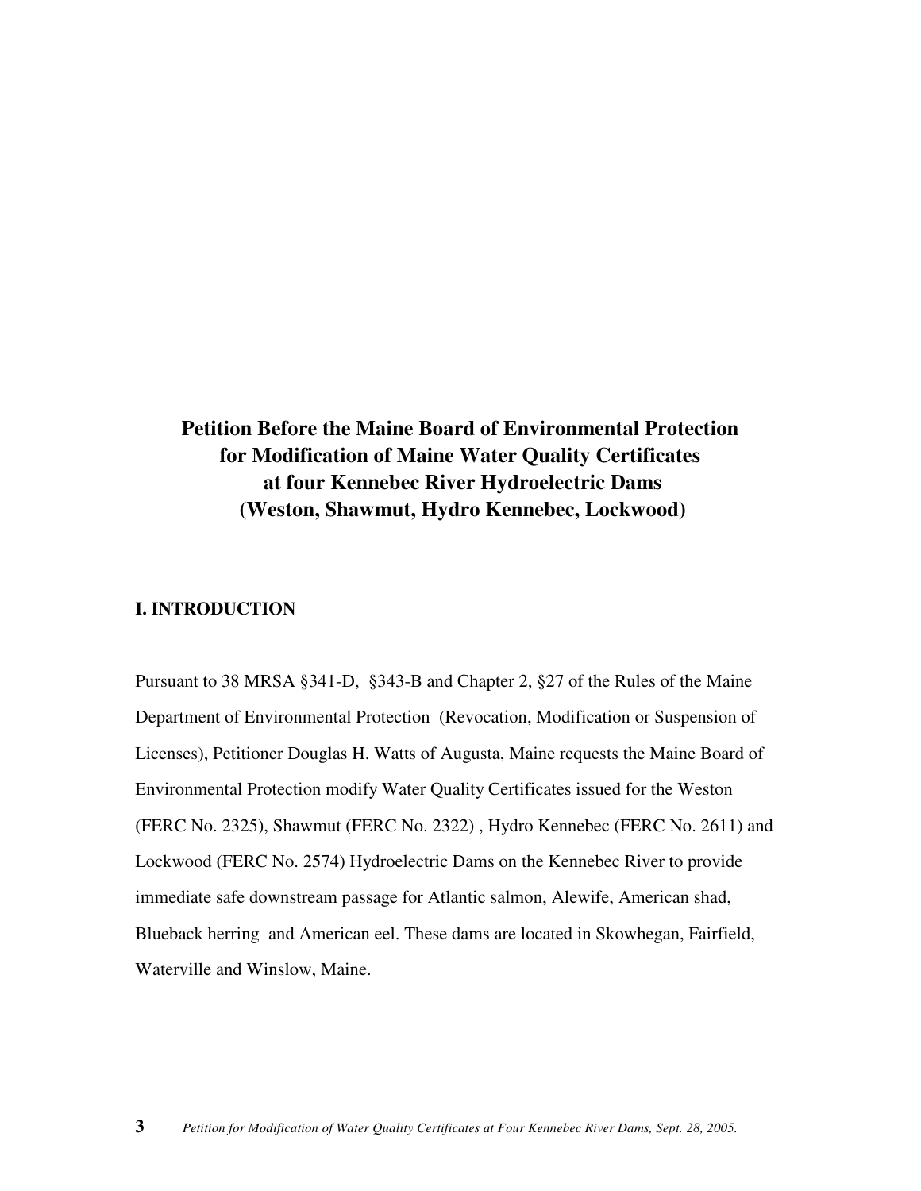# Petition Before the Maine Board of Environmental Protection for Modification of Maine Water Quality Certificates at four Kennebec River Hydroelectric Dams (Weston, Shawmut, Hydro Kennebec, Lockwood)

## I. INTRODUCTION

Pursuant to 38 MRSA §341-D, §343-B and Chapter 2, §27 of the Rules of the Maine Department of Environmental Protection (Revocation, Modification or Suspension of Licenses), Petitioner Douglas H. Watts of Augusta, Maine requests the Maine Board of Environmental Protection modify Water Quality Certificates issued for the Weston (FERC No. 2325), Shawmut (FERC No. 2322) , Hydro Kennebec (FERC No. 2611) and Lockwood (FERC No. 2574) Hydroelectric Dams on the Kennebec River to provide immediate safe downstream passage for Atlantic salmon, Alewife, American shad, Blueback herring and American eel. These dams are located in Skowhegan, Fairfield, Waterville and Winslow, Maine.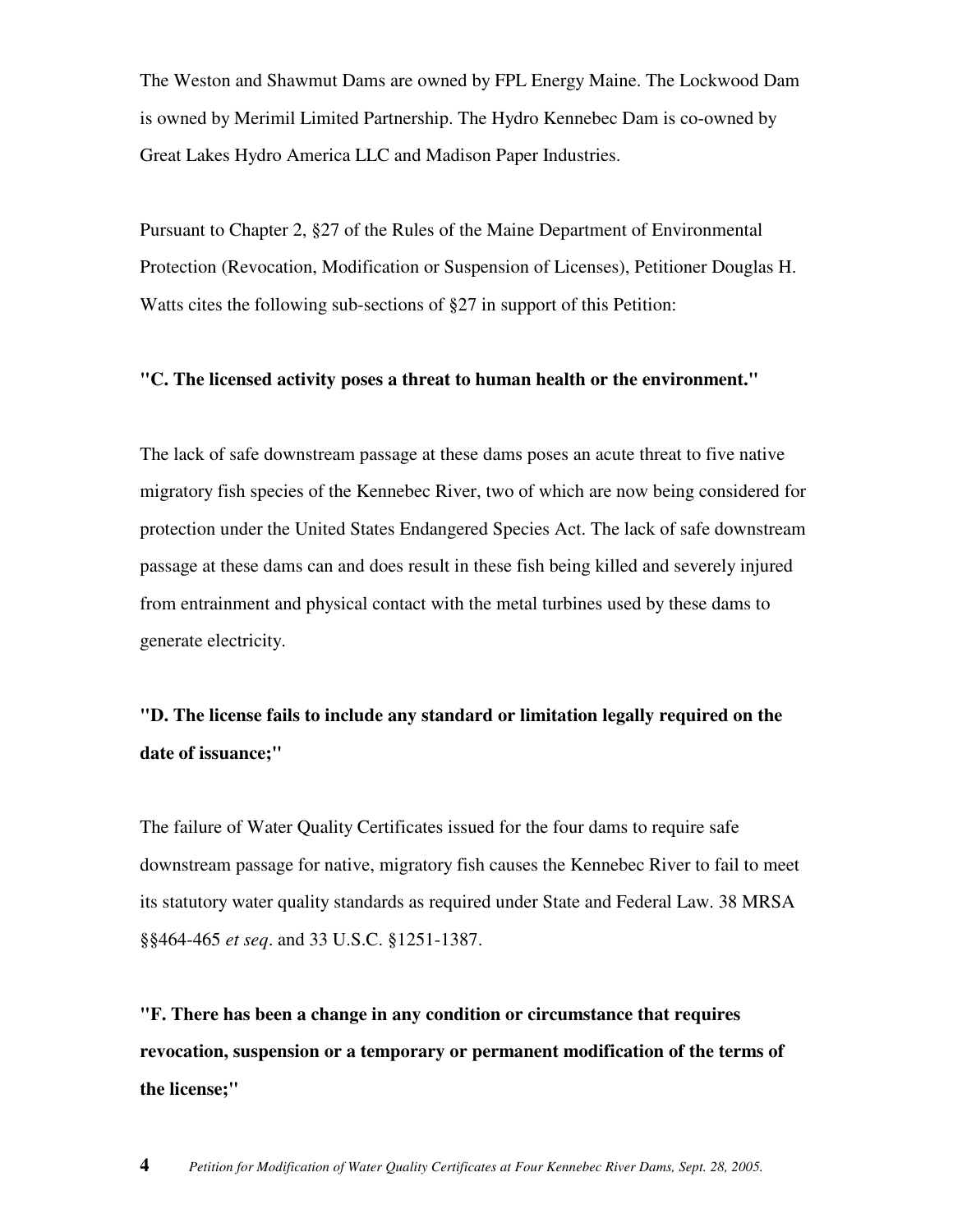The Weston and Shawmut Dams are owned by FPL Energy Maine. The Lockwood Dam is owned by Merimil Limited Partnership. The Hydro Kennebec Dam is co-owned by Great Lakes Hydro America LLC and Madison Paper Industries.

Pursuant to Chapter 2, §27 of the Rules of the Maine Department of Environmental Protection (Revocation, Modification or Suspension of Licenses), Petitioner Douglas H. Watts cites the following sub-sections of §27 in support of this Petition:

**"C. The licensed activity poses a threat to human health or the environment."**

The lack of safe downstream passage at these dams poses an acute threat to five native migratory fish species of the Kennebec River, two of which are now being considered for protection under the United States Endangered Species Act. The lack of safe downstream passage at these dams can and does result in these fish being killed and severely injured from entrainment and physical contact with the metal turbines used by these dams to generate electricity.

**"D. The license fails to include any standard or limitation legally required on the date of issuance;"**

The failure of Water Quality Certificates issued for the four dams to require safe downstream passage for native, migratory fish causes the Kennebec River to fail to meet its statutory water quality standards as required under State and Federal Law. 38 MRSA §§464-465 *et seq*. and 33 U.S.C. §1251-1387.

**"F. There has been a change in any condition or circumstance that requires revocation, suspension or a temporary or permanent modification of the terms of the license;"**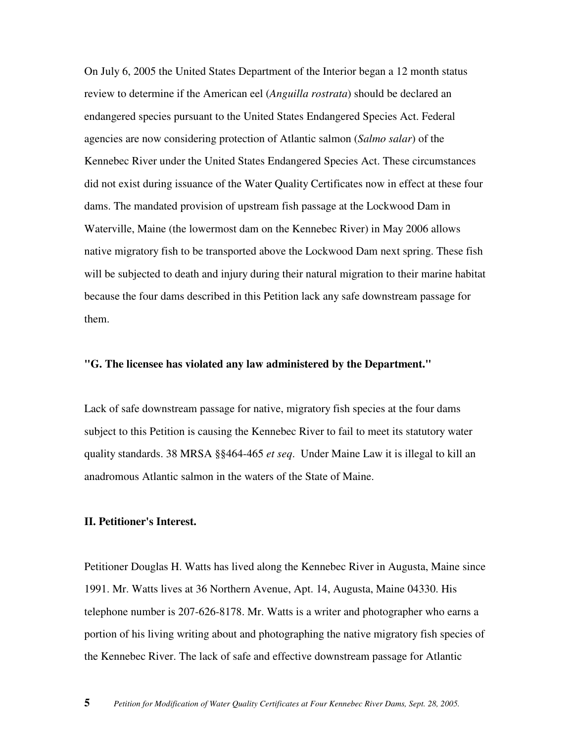On July 6, 2005 the United States Department of the Interior began a 12 month status review to determine if the American eel (*Anguilla rostrata*) should be declared an endangered species pursuant to the United States Endangered Species Act. Federal agencies are now considering protection of Atlantic salmon (*Salmo salar*) of the Kennebec River under the United States Endangered Species Act. These circumstances did not exist during issuance of the Water Quality Certificates now in effect at these four dams. The mandated provision of upstream fish passage at the Lockwood Dam in Waterville, Maine (the lowermost dam on the Kennebec River) in May 2006 allows native migratory fish to be transported above the Lockwood Dam next spring. These fish will be subjected to death and injury during their natural migration to their marine habitat because the four dams described in this Petition lack any safe downstream passage for them.

**"G. The licensee has violated any law administered by the Department."**

Lack of safe downstream passage for native, migratory fish species at the four dams subject to this Petition is causing the Kennebec River to fail to meet its statutory water quality standards. 38 MRSA §§464-465 *et seq*. Under Maine Law it is illegal to kill an anadromous Atlantic salmon in the waters of the State of Maine.

**II. Petitioner's Interest.**

Petitioner Douglas H. Watts has lived along the Kennebec River in Augusta, Maine since 1991. Mr. Watts lives at 36 Northern Avenue, Apt. 14, Augusta, Maine 04330. His telephone number is 207-626-8178. Mr. Watts is a writer and photographer who earns a portion of his living writing about and photographing the native migratory fish species of the Kennebec River. The lack of safe and effective downstream passage for Atlantic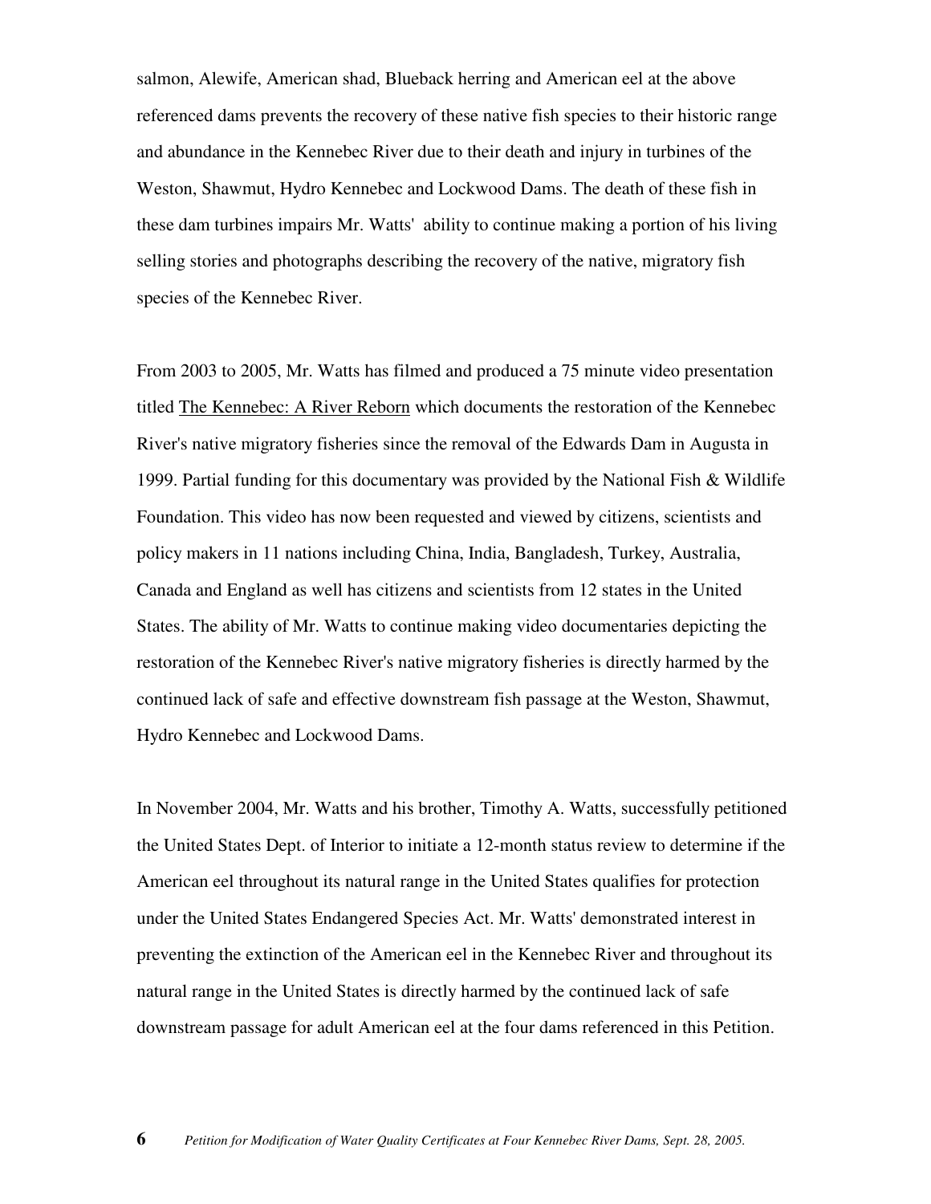salmon, Alewife, American shad, Blueback herring and American eel at the above referenced dams prevents the recovery of these native fish species to their historic range and abundance in the Kennebec River due to their death and injury in turbines of the Weston, Shawmut, Hydro Kennebec and Lockwood Dams. The death of these fish in these dam turbines impairs Mr. Watts' ability to continue making a portion of his living selling stories and photographs describing the recovery of the native, migratory fish species of the Kennebec River.

From 2003 to 2005, Mr. Watts has filmed and produced a 75 minute video presentation titled The Kennebec: A River Reborn which documents the restoration of the Kennebec River's native migratory fisheries since the removal of the Edwards Dam in Augusta in 1999. Partial funding for this documentary was provided by the National Fish & Wildlife Foundation. This video has now been requested and viewed by citizens, scientists and policy makers in 11 nations including China, India, Bangladesh, Turkey, Australia, Canada and England as well has citizens and scientists from 12 states in the United States. The ability of Mr. Watts to continue making video documentaries depicting the restoration of the Kennebec River's native migratory fisheries is directly harmed by the continued lack of safe and effective downstream fish passage at the Weston, Shawmut, Hydro Kennebec and Lockwood Dams.

In November 2004, Mr. Watts and his brother, Timothy A. Watts, successfully petitioned the United States Dept. of Interior to initiate a 12-month status review to determine if the American eel throughout its natural range in the United States qualifies for protection under the United States Endangered Species Act. Mr. Watts' demonstrated interest in preventing the extinction of the American eel in the Kennebec River and throughout its natural range in the United States is directly harmed by the continued lack of safe downstream passage for adult American eel at the four dams referenced in this Petition.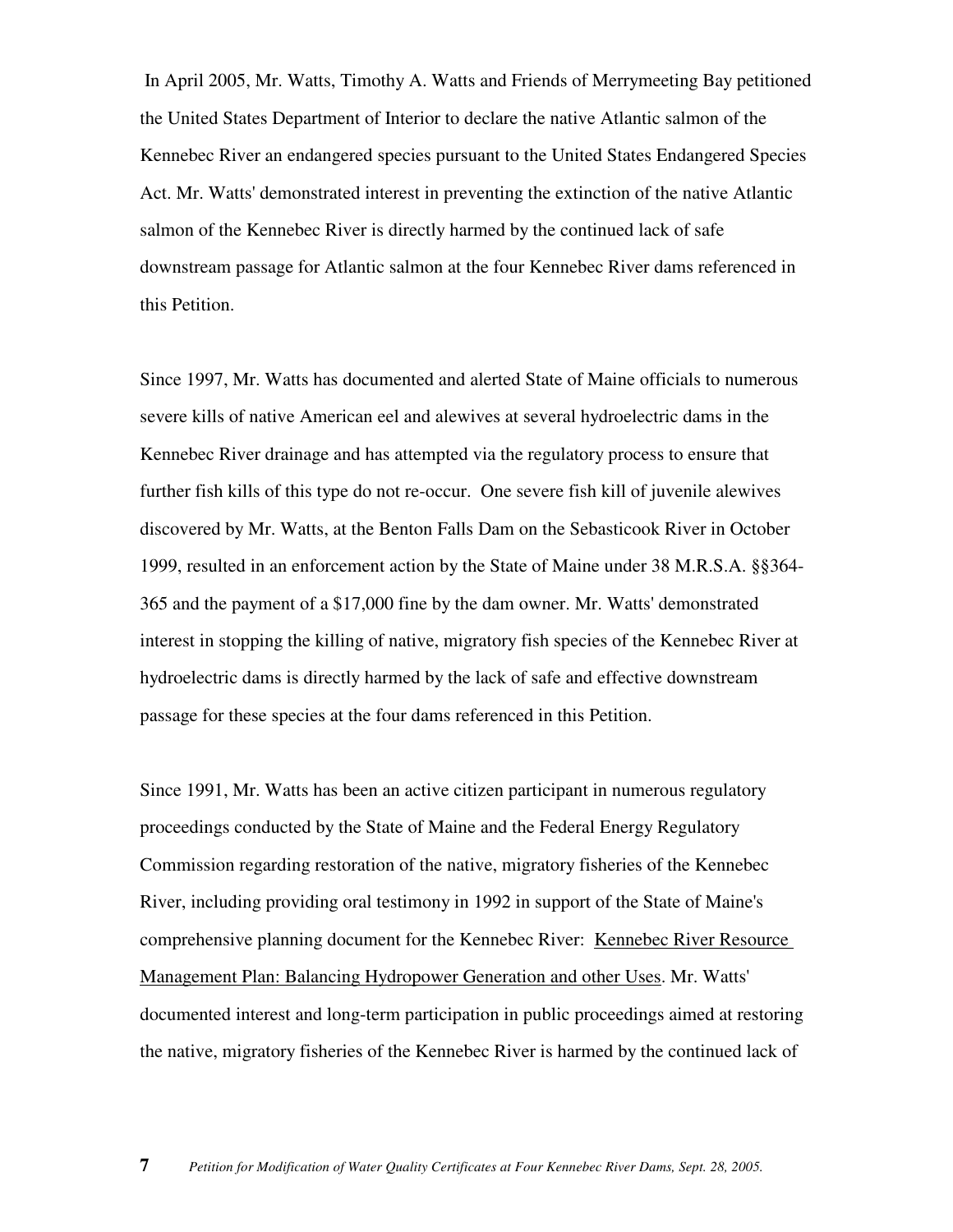In April 2005, Mr. Watts, Timothy A. Watts and Friends of Merrymeeting Bay petitioned the United States Department of Interior to declare the native Atlantic salmon of the Kennebec River an endangered species pursuant to the United States Endangered Species Act. Mr. Watts' demonstrated interest in preventing the extinction of the native Atlantic salmon of the Kennebec River is directly harmed by the continued lack of safe downstream passage for Atlantic salmon at the four Kennebec River dams referenced in this Petition.

Since 1997, Mr. Watts has documented and alerted State of Maine officials to numerous severe kills of native American eel and alewives at several hydroelectric dams in the Kennebec River drainage and has attempted via the regulatory process to ensure that further fish kills of this type do not re-occur. One severe fish kill of juvenile alewives discovered by Mr. Watts, at the Benton Falls Dam on the Sebasticook River in October 1999, resulted in an enforcement action by the State of Maine under 38 M.R.S.A. §§364-365 and the payment of a $17,000 fine by the dam owner. Mr. Watts' demonstrated interest in stopping the killing of native, migratory fish species of the Kennebec River at hydroelectric dams is directly harmed by the lack of safe and effective downstream passage for these species at the four dams referenced in this Petition.

Since 1991, Mr. Watts has been an active citizen participant in numerous regulatory proceedings conducted by the State of Maine and the Federal Energy Regulatory Commission regarding restoration of the native, migratory fisheries of the Kennebec River, including providing oral testimony in 1992 in support of the State of Maine's comprehensive planning document for the Kennebec River: <u>Kennebec River Resource Management Plan: Balancing Hydropower Generation and other Uses</u>. Mr. Watts' documented interest and long-term participation in public proceedings aimed at restoring the native, migratory fisheries of the Kennebec River is harmed by the continued lack of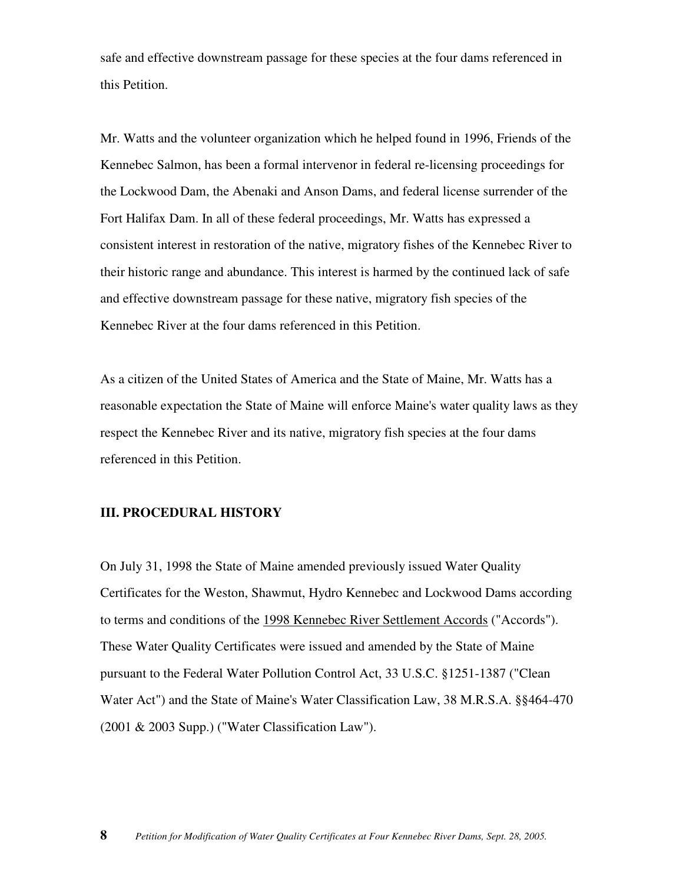safe and effective downstream passage for these species at the four dams referenced in this Petition.

Mr. Watts and the volunteer organization which he helped found in 1996, Friends of the Kennebec Salmon, has been a formal intervenor in federal re-licensing proceedings for the Lockwood Dam, the Abenaki and Anson Dams, and federal license surrender of the Fort Halifax Dam. In all of these federal proceedings, Mr. Watts has expressed a consistent interest in restoration of the native, migratory fishes of the Kennebec River to their historic range and abundance. This interest is harmed by the continued lack of safe and effective downstream passage for these native, migratory fish species of the Kennebec River at the four dams referenced in this Petition.

As a citizen of the United States of America and the State of Maine, Mr. Watts has a reasonable expectation the State of Maine will enforce Maine's water quality laws as they respect the Kennebec River and its native, migratory fish species at the four dams referenced in this Petition.

## III. PROCEDURAL HISTORY

On July 31, 1998 the State of Maine amended previously issued Water Quality Certificates for the Weston, Shawmut, Hydro Kennebec and Lockwood Dams according to terms and conditions of the 1998 Kennebec River Settlement Accords ("Accords"). These Water Quality Certificates were issued and amended by the State of Maine pursuant to the Federal Water Pollution Control Act, 33 U.S.C. §1251-1387 ("Clean Water Act") and the State of Maine's Water Classification Law, 38 M.R.S.A. §§464-470 (2001 & 2003 Supp.) ("Water Classification Law").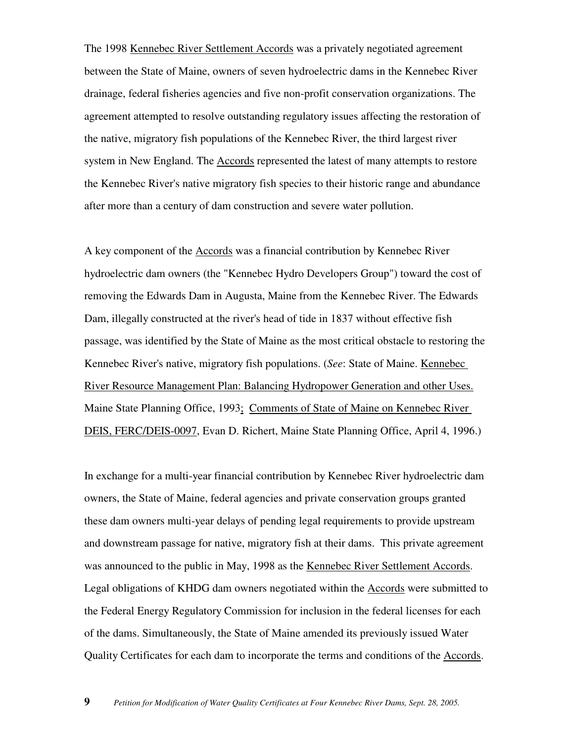The 1998 Kennebec River Settlement Accords was a privately negotiated agreement between the State of Maine, owners of seven hydroelectric dams in the Kennebec River drainage, federal fisheries agencies and five non-profit conservation organizations. The agreement attempted to resolve outstanding regulatory issues affecting the restoration of the native, migratory fish populations of the Kennebec River, the third largest river system in New England. The Accords represented the latest of many attempts to restore the Kennebec River's native migratory fish species to their historic range and abundance after more than a century of dam construction and severe water pollution.

A key component of the Accords was a financial contribution by Kennebec River hydroelectric dam owners (the "Kennebec Hydro Developers Group") toward the cost of removing the Edwards Dam in Augusta, Maine from the Kennebec River. The Edwards Dam, illegally constructed at the river's head of tide in 1837 without effective fish passage, was identified by the State of Maine as the most critical obstacle to restoring the Kennebec River's native, migratory fish populations. (*See*: State of Maine. Kennebec River Resource Management Plan: Balancing Hydropower Generation and other Uses. Maine State Planning Office, 1993; Comments of State of Maine on Kennebec River DEIS, FERC/DEIS-0097, Evan D. Richert, Maine State Planning Office, April 4, 1996.)

In exchange for a multi-year financial contribution by Kennebec River hydroelectric dam owners, the State of Maine, federal agencies and private conservation groups granted these dam owners multi-year delays of pending legal requirements to provide upstream and downstream passage for native, migratory fish at their dams. This private agreement was announced to the public in May, 1998 as the Kennebec River Settlement Accords. Legal obligations of KHDG dam owners negotiated within the Accords were submitted to the Federal Energy Regulatory Commission for inclusion in the federal licenses for each of the dams. Simultaneously, the State of Maine amended its previously issued Water Quality Certificates for each dam to incorporate the terms and conditions of the Accords.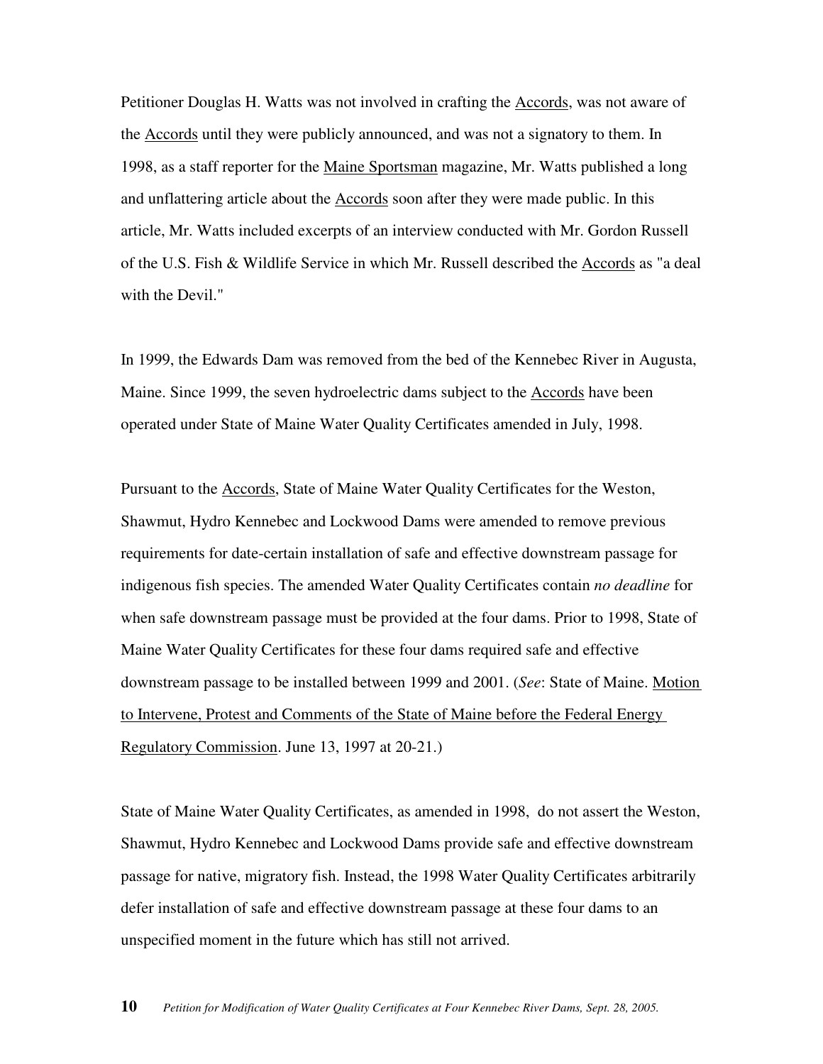Petitioner Douglas H. Watts was not involved in crafting the Accords, was not aware of the Accords until they were publicly announced, and was not a signatory to them. In 1998, as a staff reporter for the Maine Sportsman magazine, Mr. Watts published a long and unflattering article about the Accords soon after they were made public. In this article, Mr. Watts included excerpts of an interview conducted with Mr. Gordon Russell of the U.S. Fish & Wildlife Service in which Mr. Russell described the Accords as "a deal with the Devil."

In 1999, the Edwards Dam was removed from the bed of the Kennebec River in Augusta, Maine. Since 1999, the seven hydroelectric dams subject to the Accords have been operated under State of Maine Water Quality Certificates amended in July, 1998.

Pursuant to the Accords, State of Maine Water Quality Certificates for the Weston, Shawmut, Hydro Kennebec and Lockwood Dams were amended to remove previous requirements for date-certain installation of safe and effective downstream passage for indigenous fish species. The amended Water Quality Certificates contain *no deadline* for when safe downstream passage must be provided at the four dams. Prior to 1998, State of Maine Water Quality Certificates for these four dams required safe and effective downstream passage to be installed between 1999 and 2001. (*See*: State of Maine. Motion to Intervene, Protest and Comments of the State of Maine before the Federal Energy Regulatory Commission. June 13, 1997 at 20-21.)

State of Maine Water Quality Certificates, as amended in 1998, do not assert the Weston, Shawmut, Hydro Kennebec and Lockwood Dams provide safe and effective downstream passage for native, migratory fish. Instead, the 1998 Water Quality Certificates arbitrarily defer installation of safe and effective downstream passage at these four dams to an unspecified moment in the future which has still not arrived.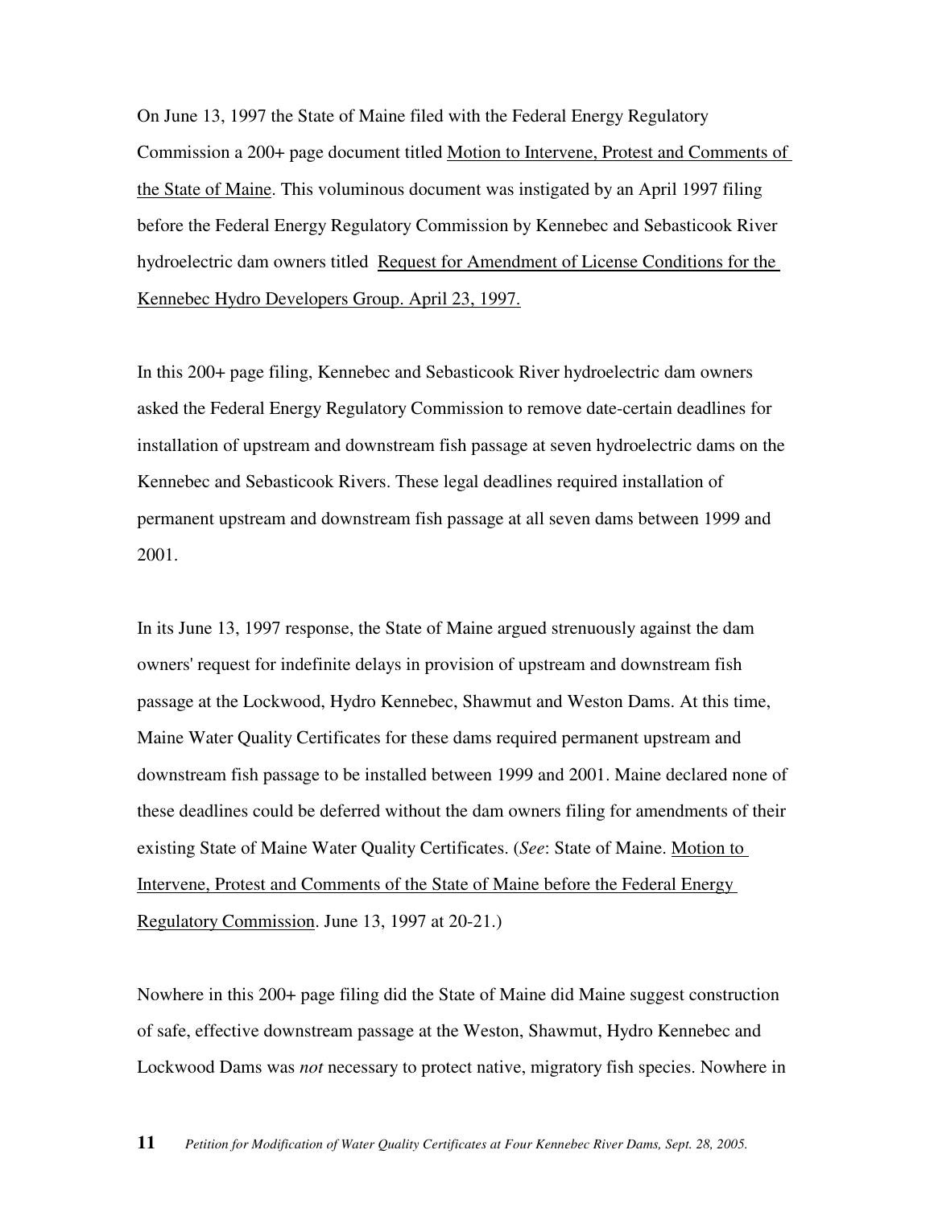On June 13, 1997 the State of Maine filed with the Federal Energy Regulatory Commission a 200+ page document titled <u>Motion to Intervene, Protest and Comments of the State of Maine</u>. This voluminous document was instigated by an April 1997 filing before the Federal Energy Regulatory Commission by Kennebec and Sebasticook River hydroelectric dam owners titled <u>Request for Amendment of License Conditions for the Kennebec Hydro Developers Group. April 23, 1997.</u>

In this 200+ page filing, Kennebec and Sebasticook River hydroelectric dam owners asked the Federal Energy Regulatory Commission to remove date-certain deadlines for installation of upstream and downstream fish passage at seven hydroelectric dams on the Kennebec and Sebasticook Rivers. These legal deadlines required installation of permanent upstream and downstream fish passage at all seven dams between 1999 and 2001.

In its June 13, 1997 response, the State of Maine argued strenuously against the dam owners' request for indefinite delays in provision of upstream and downstream fish passage at the Lockwood, Hydro Kennebec, Shawmut and Weston Dams. At this time, Maine Water Quality Certificates for these dams required permanent upstream and downstream fish passage to be installed between 1999 and 2001. Maine declared none of these deadlines could be deferred without the dam owners filing for amendments of their existing State of Maine Water Quality Certificates. (*See*: State of Maine. <u>Motion to Intervene, Protest and Comments of the State of Maine before the Federal Energy Regulatory Commission</u>. June 13, 1997 at 20-21.)

Nowhere in this 200+ page filing did the State of Maine did Maine suggest construction of safe, effective downstream passage at the Weston, Shawmut, Hydro Kennebec and Lockwood Dams was *not* necessary to protect native, migratory fish species. Nowhere in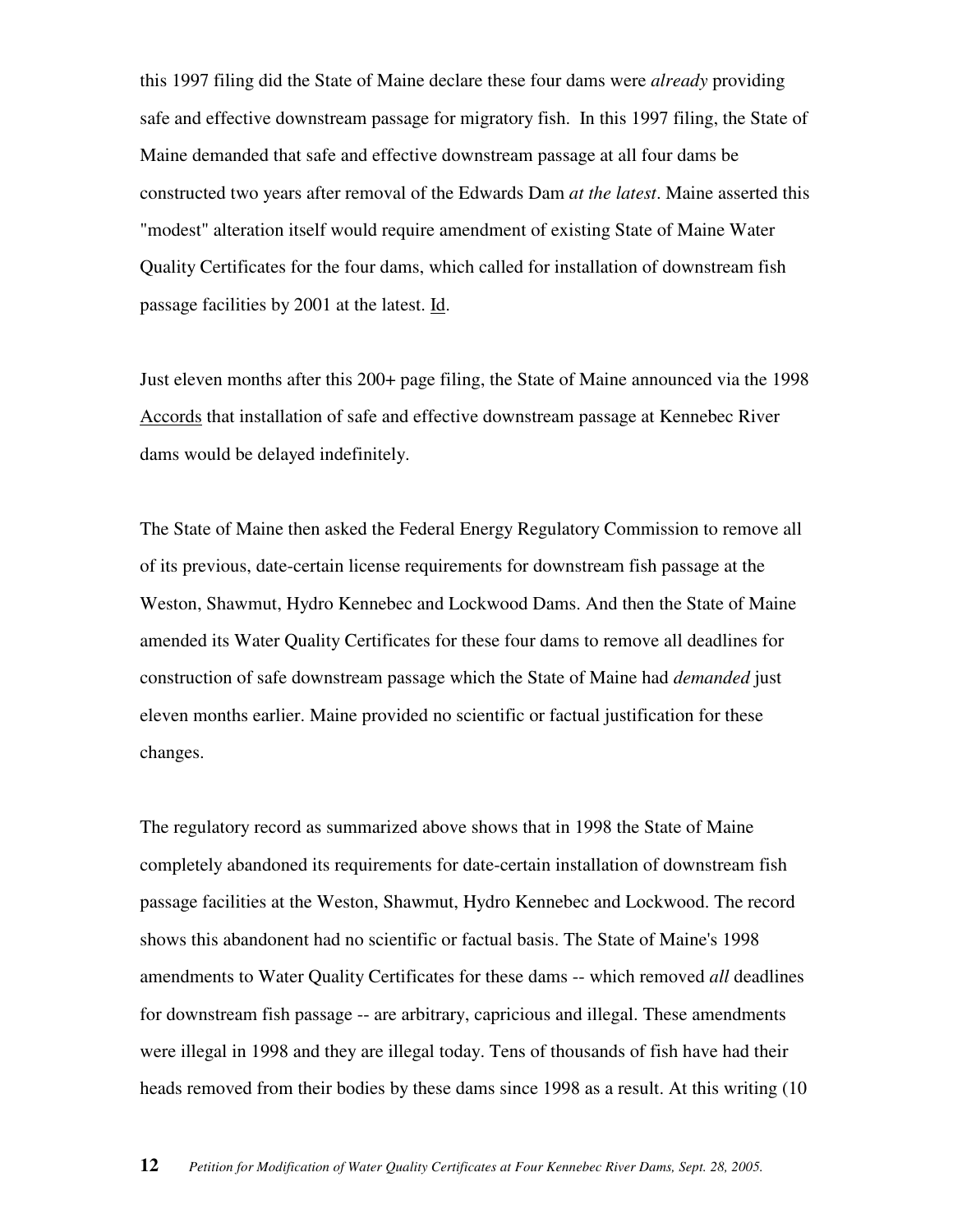this 1997 filing did the State of Maine declare these four dams were *already* providing safe and effective downstream passage for migratory fish. In this 1997 filing, the State of Maine demanded that safe and effective downstream passage at all four dams be constructed two years after removal of the Edwards Dam *at the latest*. Maine asserted this "modest" alteration itself would require amendment of existing State of Maine Water Quality Certificates for the four dams, which called for installation of downstream fish passage facilities by 2001 at the latest. Id.

Just eleven months after this 200+ page filing, the State of Maine announced via the 1998 Accords that installation of safe and effective downstream passage at Kennebec River dams would be delayed indefinitely.

The State of Maine then asked the Federal Energy Regulatory Commission to remove all of its previous, date-certain license requirements for downstream fish passage at the Weston, Shawmut, Hydro Kennebec and Lockwood Dams. And then the State of Maine amended its Water Quality Certificates for these four dams to remove all deadlines for construction of safe downstream passage which the State of Maine had *demanded* just eleven months earlier. Maine provided no scientific or factual justification for these changes.

The regulatory record as summarized above shows that in 1998 the State of Maine completely abandoned its requirements for date-certain installation of downstream fish passage facilities at the Weston, Shawmut, Hydro Kennebec and Lockwood. The record shows this abandonent had no scientific or factual basis. The State of Maine's 1998 amendments to Water Quality Certificates for these dams -- which removed *all* deadlines for downstream fish passage -- are arbitrary, capricious and illegal. These amendments were illegal in 1998 and they are illegal today. Tens of thousands of fish have had their heads removed from their bodies by these dams since 1998 as a result. At this writing (10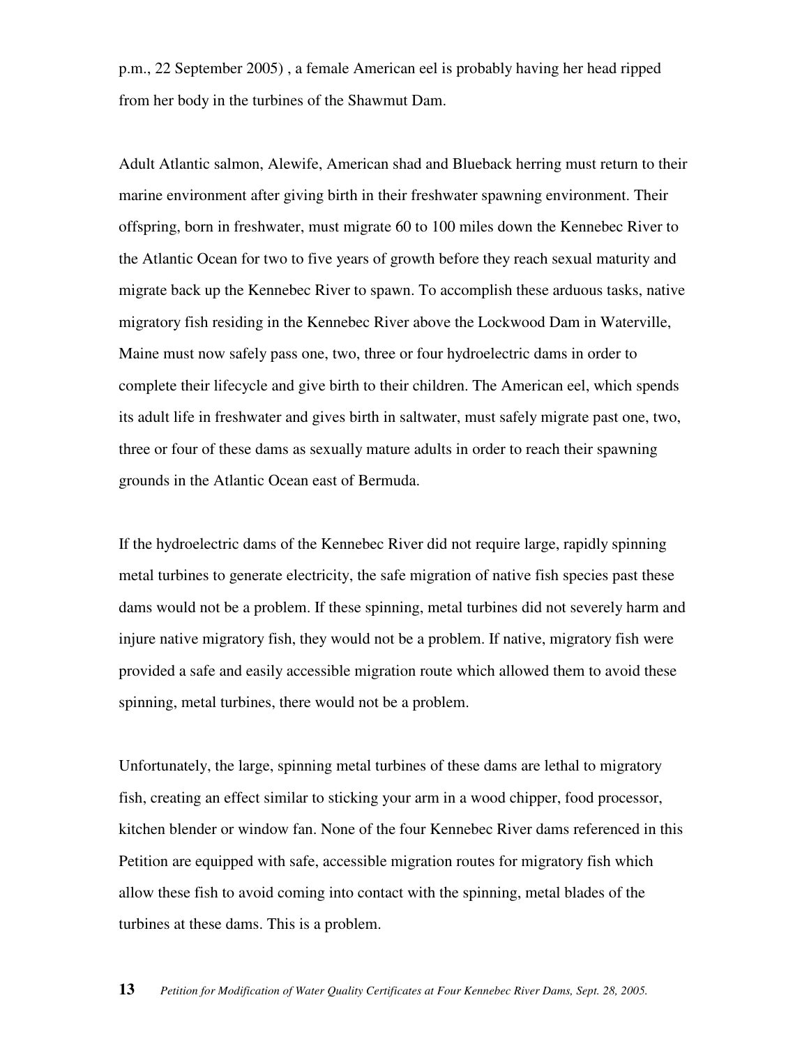p.m., 22 September 2005) , a female American eel is probably having her head ripped from her body in the turbines of the Shawmut Dam.

Adult Atlantic salmon, Alewife, American shad and Blueback herring must return to their marine environment after giving birth in their freshwater spawning environment. Their offspring, born in freshwater, must migrate 60 to 100 miles down the Kennebec River to the Atlantic Ocean for two to five years of growth before they reach sexual maturity and migrate back up the Kennebec River to spawn. To accomplish these arduous tasks, native migratory fish residing in the Kennebec River above the Lockwood Dam in Waterville, Maine must now safely pass one, two, three or four hydroelectric dams in order to complete their lifecycle and give birth to their children. The American eel, which spends its adult life in freshwater and gives birth in saltwater, must safely migrate past one, two, three or four of these dams as sexually mature adults in order to reach their spawning grounds in the Atlantic Ocean east of Bermuda.

If the hydroelectric dams of the Kennebec River did not require large, rapidly spinning metal turbines to generate electricity, the safe migration of native fish species past these dams would not be a problem. If these spinning, metal turbines did not severely harm and injure native migratory fish, they would not be a problem. If native, migratory fish were provided a safe and easily accessible migration route which allowed them to avoid these spinning, metal turbines, there would not be a problem.

Unfortunately, the large, spinning metal turbines of these dams are lethal to migratory fish, creating an effect similar to sticking your arm in a wood chipper, food processor, kitchen blender or window fan. None of the four Kennebec River dams referenced in this Petition are equipped with safe, accessible migration routes for migratory fish which allow these fish to avoid coming into contact with the spinning, metal blades of the turbines at these dams. This is a problem.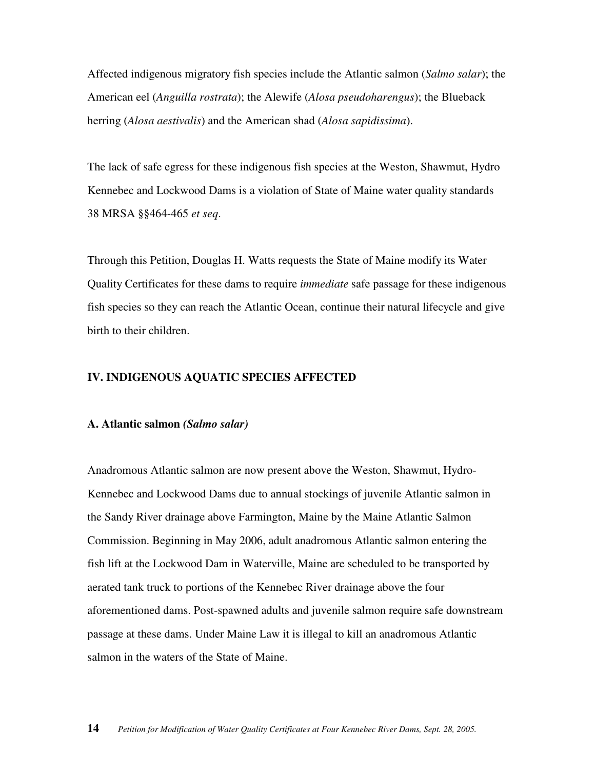Affected indigenous migratory fish species include the Atlantic salmon (*Salmo salar*); the American eel (*Anguilla rostrata*); the Alewife (*Alosa pseudoharengus*); the Blueback herring (*Alosa aestivalis*) and the American shad (*Alosa sapidissima*).

The lack of safe egress for these indigenous fish species at the Weston, Shawmut, Hydro Kennebec and Lockwood Dams is a violation of State of Maine water quality standards 38 MRSA §§464-465 *et seq*.

Through this Petition, Douglas H. Watts requests the State of Maine modify its Water Quality Certificates for these dams to require *immediate* safe passage for these indigenous fish species so they can reach the Atlantic Ocean, continue their natural lifecycle and give birth to their children.

## IV. INDIGENOUS AQUATIC SPECIES AFFECTED

### A. Atlantic salmon *(Salmo salar)*

Anadromous Atlantic salmon are now present above the Weston, Shawmut, Hydro-Kennebec and Lockwood Dams due to annual stockings of juvenile Atlantic salmon in the Sandy River drainage above Farmington, Maine by the Maine Atlantic Salmon Commission. Beginning in May 2006, adult anadromous Atlantic salmon entering the fish lift at the Lockwood Dam in Waterville, Maine are scheduled to be transported by aerated tank truck to portions of the Kennebec River drainage above the four aforementioned dams. Post-spawned adults and juvenile salmon require safe downstream passage at these dams. Under Maine Law it is illegal to kill an anadromous Atlantic salmon in the waters of the State of Maine.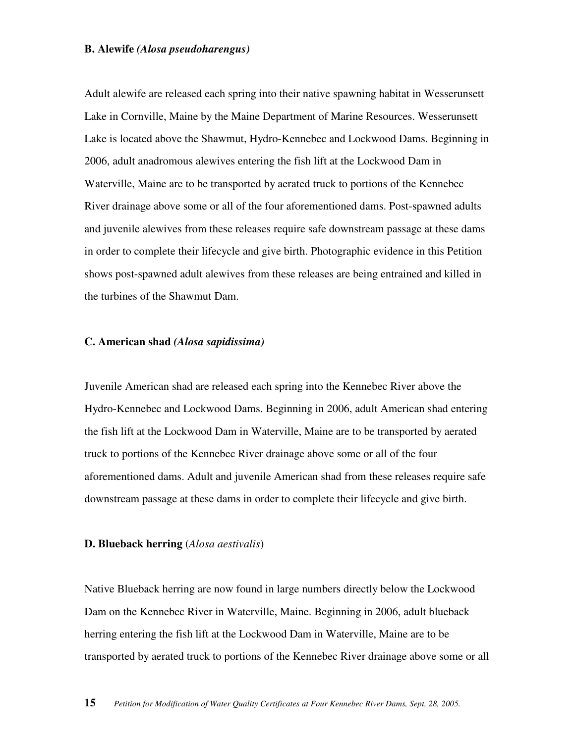**B. Alewife** ***(Alosa pseudoharengus)***

Adult alewife are released each spring into their native spawning habitat in Wesserunsett Lake in Cornville, Maine by the Maine Department of Marine Resources. Wesserunsett Lake is located above the Shawmut, Hydro-Kennebec and Lockwood Dams. Beginning in 2006, adult anadromous alewives entering the fish lift at the Lockwood Dam in Waterville, Maine are to be transported by aerated truck to portions of the Kennebec River drainage above some or all of the four aforementioned dams. Post-spawned adults and juvenile alewives from these releases require safe downstream passage at these dams in order to complete their lifecycle and give birth. Photographic evidence in this Petition shows post-spawned adult alewives from these releases are being entrained and killed in the turbines of the Shawmut Dam.

**C. American shad** ***(Alosa sapidissima)***

Juvenile American shad are released each spring into the Kennebec River above the Hydro-Kennebec and Lockwood Dams. Beginning in 2006, adult American shad entering the fish lift at the Lockwood Dam in Waterville, Maine are to be transported by aerated truck to portions of the Kennebec River drainage above some or all of the four aforementioned dams. Adult and juvenile American shad from these releases require safe downstream passage at these dams in order to complete their lifecycle and give birth.

**D. Blueback herring** (*Alosa aestivalis*)

Native Blueback herring are now found in large numbers directly below the Lockwood Dam on the Kennebec River in Waterville, Maine. Beginning in 2006, adult blueback herring entering the fish lift at the Lockwood Dam in Waterville, Maine are to be transported by aerated truck to portions of the Kennebec River drainage above some or all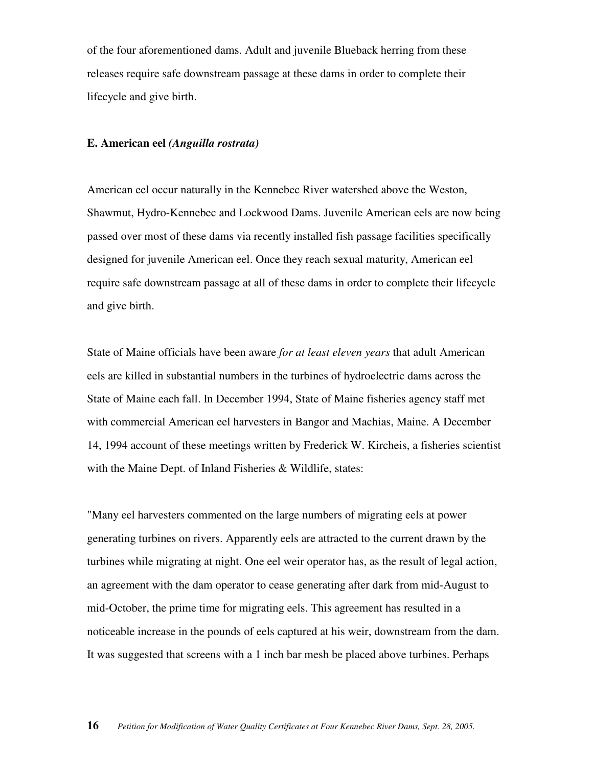of the four aforementioned dams. Adult and juvenile Blueback herring from these releases require safe downstream passage at these dams in order to complete their lifecycle and give birth.

**E. American eel *(Anguilla rostrata)***

American eel occur naturally in the Kennebec River watershed above the Weston, Shawmut, Hydro-Kennebec and Lockwood Dams. Juvenile American eels are now being passed over most of these dams via recently installed fish passage facilities specifically designed for juvenile American eel. Once they reach sexual maturity, American eel require safe downstream passage at all of these dams in order to complete their lifecycle and give birth.

State of Maine officials have been aware *for at least eleven years* that adult American eels are killed in substantial numbers in the turbines of hydroelectric dams across the State of Maine each fall. In December 1994, State of Maine fisheries agency staff met with commercial American eel harvesters in Bangor and Machias, Maine. A December 14, 1994 account of these meetings written by Frederick W. Kircheis, a fisheries scientist with the Maine Dept. of Inland Fisheries & Wildlife, states:

"Many eel harvesters commented on the large numbers of migrating eels at power generating turbines on rivers. Apparently eels are attracted to the current drawn by the turbines while migrating at night. One eel weir operator has, as the result of legal action, an agreement with the dam operator to cease generating after dark from mid-August to mid-October, the prime time for migrating eels. This agreement has resulted in a noticeable increase in the pounds of eels captured at his weir, downstream from the dam. It was suggested that screens with a 1 inch bar mesh be placed above turbines. Perhaps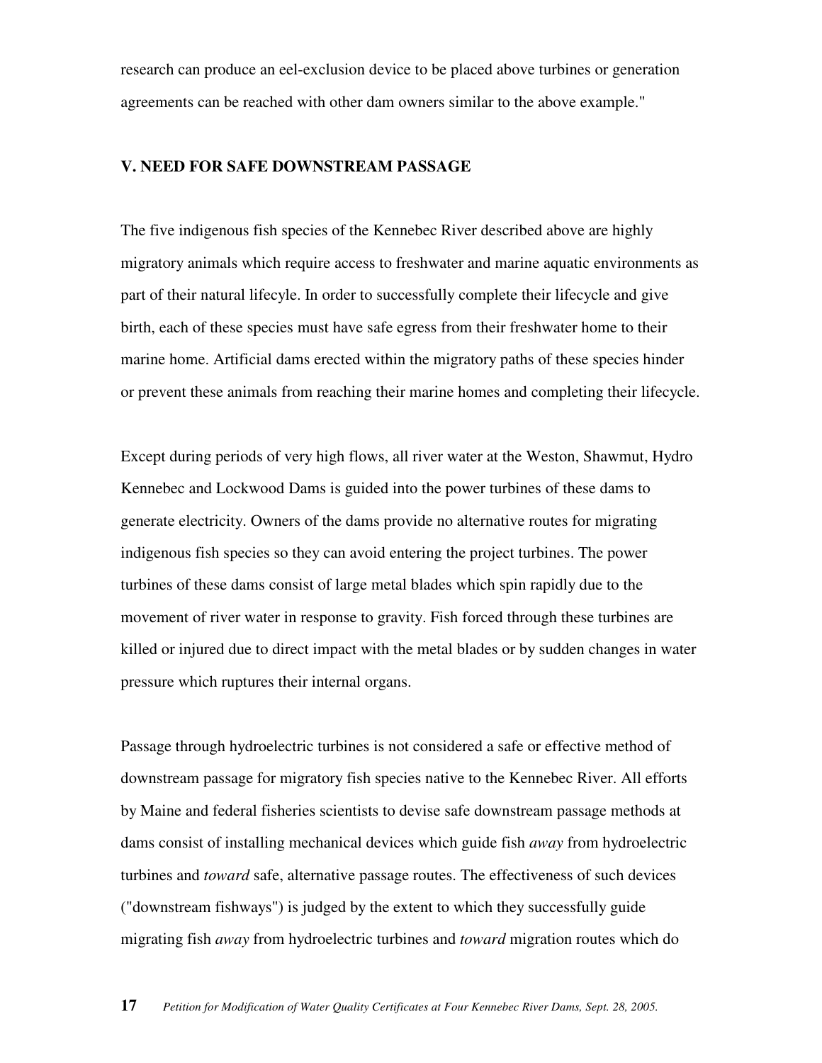research can produce an eel-exclusion device to be placed above turbines or generation agreements can be reached with other dam owners similar to the above example."

## V. NEED FOR SAFE DOWNSTREAM PASSAGE

The five indigenous fish species of the Kennebec River described above are highly migratory animals which require access to freshwater and marine aquatic environments as part of their natural lifecyle. In order to successfully complete their lifecycle and give birth, each of these species must have safe egress from their freshwater home to their marine home. Artificial dams erected within the migratory paths of these species hinder or prevent these animals from reaching their marine homes and completing their lifecycle.

Except during periods of very high flows, all river water at the Weston, Shawmut, Hydro Kennebec and Lockwood Dams is guided into the power turbines of these dams to generate electricity. Owners of the dams provide no alternative routes for migrating indigenous fish species so they can avoid entering the project turbines. The power turbines of these dams consist of large metal blades which spin rapidly due to the movement of river water in response to gravity. Fish forced through these turbines are killed or injured due to direct impact with the metal blades or by sudden changes in water pressure which ruptures their internal organs.

Passage through hydroelectric turbines is not considered a safe or effective method of downstream passage for migratory fish species native to the Kennebec River. All efforts by Maine and federal fisheries scientists to devise safe downstream passage methods at dams consist of installing mechanical devices which guide fish *away* from hydroelectric turbines and *toward* safe, alternative passage routes. The effectiveness of such devices ("downstream fishways") is judged by the extent to which they successfully guide migrating fish *away* from hydroelectric turbines and *toward* migration routes which do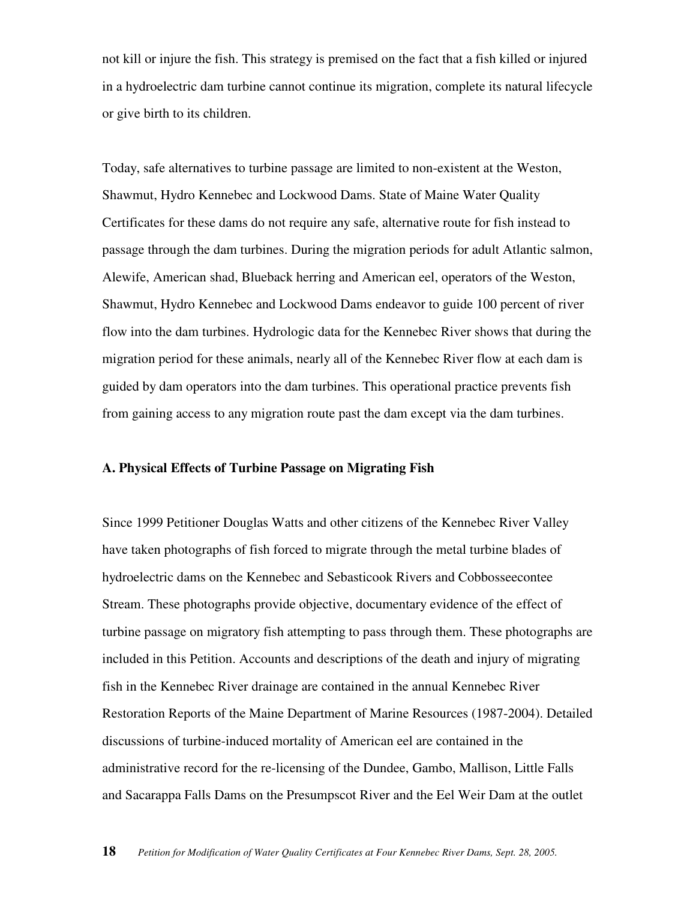not kill or injure the fish. This strategy is premised on the fact that a fish killed or injured in a hydroelectric dam turbine cannot continue its migration, complete its natural lifecycle or give birth to its children.

Today, safe alternatives to turbine passage are limited to non-existent at the Weston, Shawmut, Hydro Kennebec and Lockwood Dams. State of Maine Water Quality Certificates for these dams do not require any safe, alternative route for fish instead to passage through the dam turbines. During the migration periods for adult Atlantic salmon, Alewife, American shad, Blueback herring and American eel, operators of the Weston, Shawmut, Hydro Kennebec and Lockwood Dams endeavor to guide 100 percent of river flow into the dam turbines. Hydrologic data for the Kennebec River shows that during the migration period for these animals, nearly all of the Kennebec River flow at each dam is guided by dam operators into the dam turbines. This operational practice prevents fish from gaining access to any migration route past the dam except via the dam turbines.

**A. Physical Effects of Turbine Passage on Migrating Fish**

Since 1999 Petitioner Douglas Watts and other citizens of the Kennebec River Valley have taken photographs of fish forced to migrate through the metal turbine blades of hydroelectric dams on the Kennebec and Sebasticook Rivers and Cobbosseecontee Stream. These photographs provide objective, documentary evidence of the effect of turbine passage on migratory fish attempting to pass through them. These photographs are included in this Petition. Accounts and descriptions of the death and injury of migrating fish in the Kennebec River drainage are contained in the annual Kennebec River Restoration Reports of the Maine Department of Marine Resources (1987-2004). Detailed discussions of turbine-induced mortality of American eel are contained in the administrative record for the re-licensing of the Dundee, Gambo, Mallison, Little Falls and Sacarappa Falls Dams on the Presumpscot River and the Eel Weir Dam at the outlet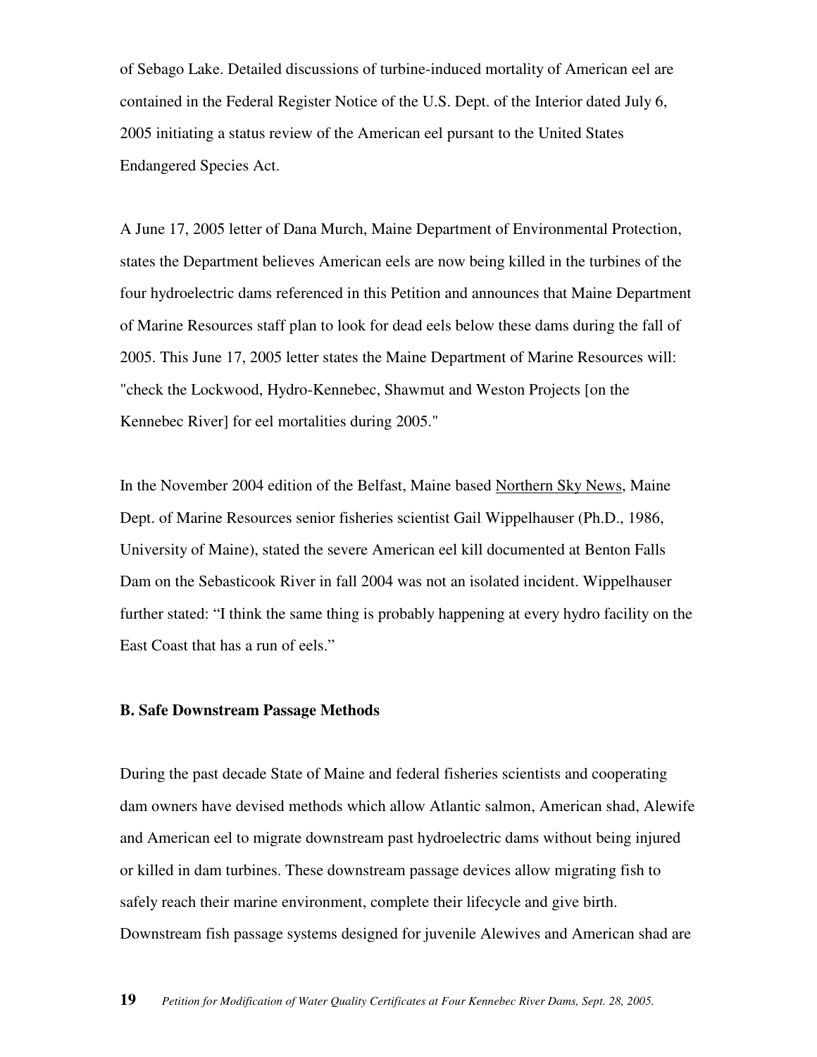of Sebago Lake. Detailed discussions of turbine-induced mortality of American eel are contained in the Federal Register Notice of the U.S. Dept. of the Interior dated July 6, 2005 initiating a status review of the American eel pursant to the United States Endangered Species Act.

A June 17, 2005 letter of Dana Murch, Maine Department of Environmental Protection, states the Department believes American eels are now being killed in the turbines of the four hydroelectric dams referenced in this Petition and announces that Maine Department of Marine Resources staff plan to look for dead eels below these dams during the fall of 2005. This June 17, 2005 letter states the Maine Department of Marine Resources will: "check the Lockwood, Hydro-Kennebec, Shawmut and Weston Projects [on the Kennebec River] for eel mortalities during 2005."

In the November 2004 edition of the Belfast, Maine based Northern Sky News, Maine Dept. of Marine Resources senior fisheries scientist Gail Wippelhauser (Ph.D., 1986, University of Maine), stated the severe American eel kill documented at Benton Falls Dam on the Sebasticook River in fall 2004 was not an isolated incident. Wippelhauser further stated: "I think the same thing is probably happening at every hydro facility on the East Coast that has a run of eels."

**B. Safe Downstream Passage Methods**

During the past decade State of Maine and federal fisheries scientists and cooperating dam owners have devised methods which allow Atlantic salmon, American shad, Alewife and American eel to migrate downstream past hydroelectric dams without being injured or killed in dam turbines. These downstream passage devices allow migrating fish to safely reach their marine environment, complete their lifecycle and give birth. Downstream fish passage systems designed for juvenile Alewives and American shad are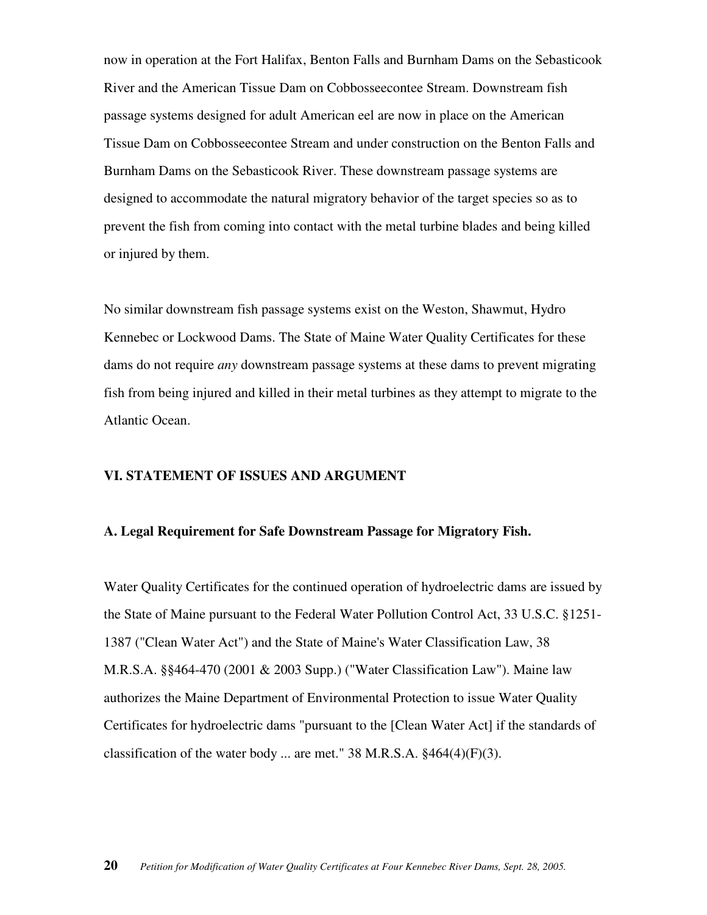now in operation at the Fort Halifax, Benton Falls and Burnham Dams on the Sebasticook River and the American Tissue Dam on Cobbosseecontee Stream. Downstream fish passage systems designed for adult American eel are now in place on the American Tissue Dam on Cobbosseecontee Stream and under construction on the Benton Falls and Burnham Dams on the Sebasticook River. These downstream passage systems are designed to accommodate the natural migratory behavior of the target species so as to prevent the fish from coming into contact with the metal turbine blades and being killed or injured by them.

No similar downstream fish passage systems exist on the Weston, Shawmut, Hydro Kennebec or Lockwood Dams. The State of Maine Water Quality Certificates for these dams do not require *any* downstream passage systems at these dams to prevent migrating fish from being injured and killed in their metal turbines as they attempt to migrate to the Atlantic Ocean.

## VI. STATEMENT OF ISSUES AND ARGUMENT

### A. Legal Requirement for Safe Downstream Passage for Migratory Fish.

Water Quality Certificates for the continued operation of hydroelectric dams are issued by the State of Maine pursuant to the Federal Water Pollution Control Act, 33 U.S.C. §1251-1387 ("Clean Water Act") and the State of Maine's Water Classification Law, 38 M.R.S.A. §§464-470 (2001 & 2003 Supp.) ("Water Classification Law"). Maine law authorizes the Maine Department of Environmental Protection to issue Water Quality Certificates for hydroelectric dams "pursuant to the [Clean Water Act] if the standards of classification of the water body ... are met." 38 M.R.S.A. §464(4)(F)(3).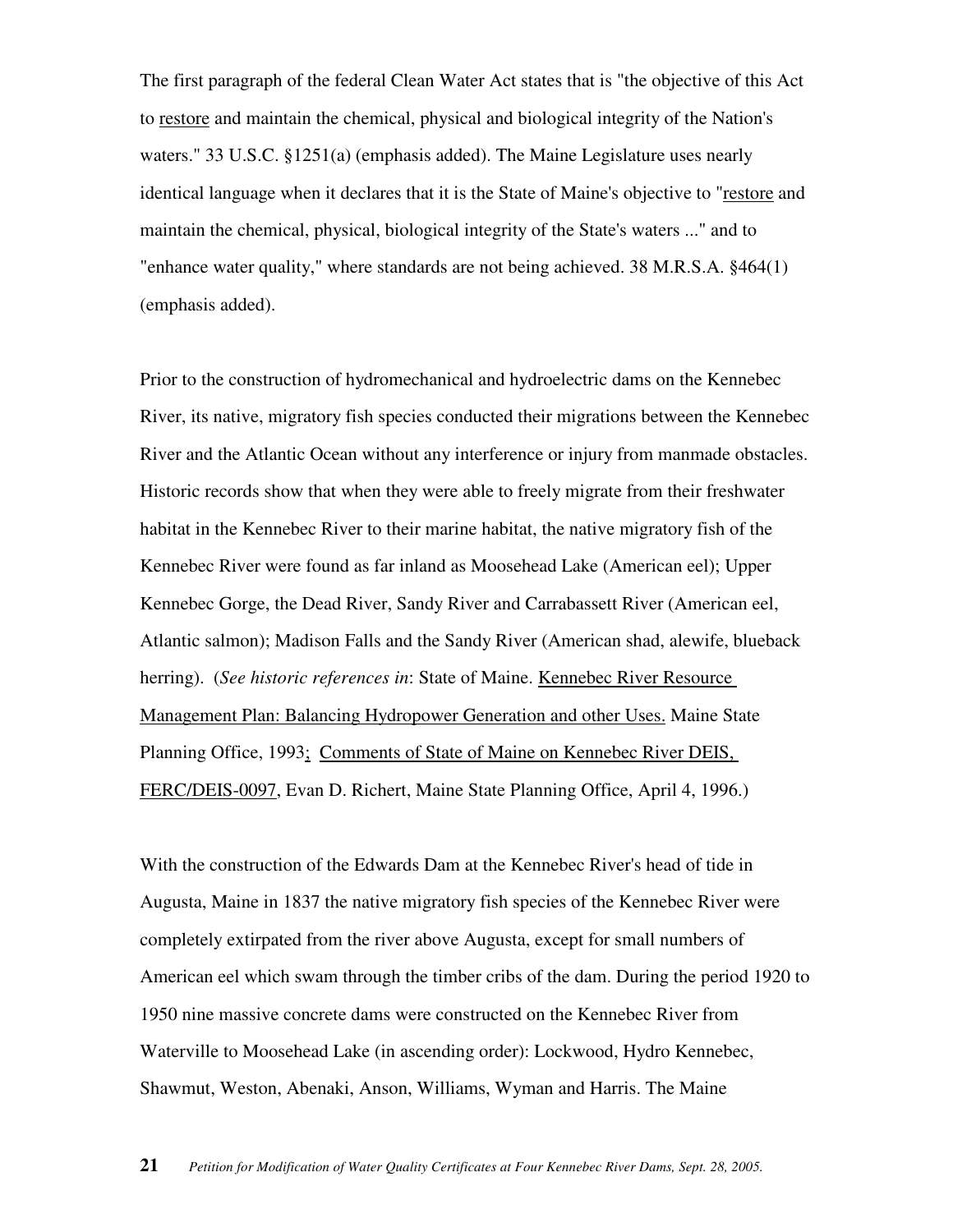The first paragraph of the federal Clean Water Act states that is "the objective of this Act to <u>restore</u> and maintain the chemical, physical and biological integrity of the Nation's waters." 33 U.S.C. §1251(a) (emphasis added). The Maine Legislature uses nearly identical language when it declares that it is the State of Maine's objective to "<u>restore</u> and maintain the chemical, physical, biological integrity of the State's waters ..." and to "enhance water quality," where standards are not being achieved. 38 M.R.S.A. §464(1) (emphasis added).

Prior to the construction of hydromechanical and hydroelectric dams on the Kennebec River, its native, migratory fish species conducted their migrations between the Kennebec River and the Atlantic Ocean without any interference or injury from manmade obstacles. Historic records show that when they were able to freely migrate from their freshwater habitat in the Kennebec River to their marine habitat, the native migratory fish of the Kennebec River were found as far inland as Moosehead Lake (American eel); Upper Kennebec Gorge, the Dead River, Sandy River and Carrabassett River (American eel, Atlantic salmon); Madison Falls and the Sandy River (American shad, alewife, blueback herring). (*See historic references in*: State of Maine. <u>Kennebec River Resource Management Plan: Balancing Hydropower Generation and other Uses.</u> Maine State Planning Office, 1993; <u>Comments of State of Maine on Kennebec River DEIS, FERC/DEIS-0097</u>, Evan D. Richert, Maine State Planning Office, April 4, 1996.)

With the construction of the Edwards Dam at the Kennebec River's head of tide in Augusta, Maine in 1837 the native migratory fish species of the Kennebec River were completely extirpated from the river above Augusta, except for small numbers of American eel which swam through the timber cribs of the dam. During the period 1920 to 1950 nine massive concrete dams were constructed on the Kennebec River from Waterville to Moosehead Lake (in ascending order): Lockwood, Hydro Kennebec, Shawmut, Weston, Abenaki, Anson, Williams, Wyman and Harris. The Maine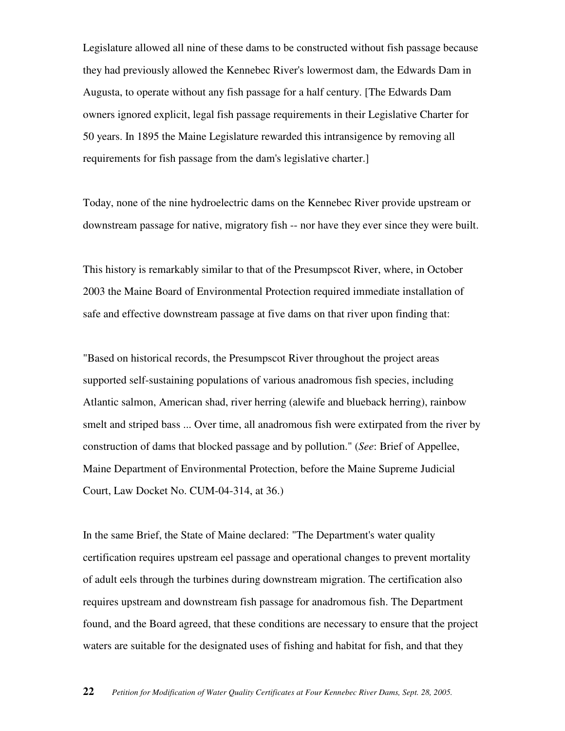Legislature allowed all nine of these dams to be constructed without fish passage because they had previously allowed the Kennebec River's lowermost dam, the Edwards Dam in Augusta, to operate without any fish passage for a half century. [The Edwards Dam owners ignored explicit, legal fish passage requirements in their Legislative Charter for 50 years. In 1895 the Maine Legislature rewarded this intransigence by removing all requirements for fish passage from the dam's legislative charter.]

Today, none of the nine hydroelectric dams on the Kennebec River provide upstream or downstream passage for native, migratory fish -- nor have they ever since they were built.

This history is remarkably similar to that of the Presumpscot River, where, in October 2003 the Maine Board of Environmental Protection required immediate installation of safe and effective downstream passage at five dams on that river upon finding that:

"Based on historical records, the Presumpscot River throughout the project areas supported self-sustaining populations of various anadromous fish species, including Atlantic salmon, American shad, river herring (alewife and blueback herring), rainbow smelt and striped bass ... Over time, all anadromous fish were extirpated from the river by construction of dams that blocked passage and by pollution." (*See*: Brief of Appellee, Maine Department of Environmental Protection, before the Maine Supreme Judicial Court, Law Docket No. CUM-04-314, at 36.)

In the same Brief, the State of Maine declared: "The Department's water quality certification requires upstream eel passage and operational changes to prevent mortality of adult eels through the turbines during downstream migration. The certification also requires upstream and downstream fish passage for anadromous fish. The Department found, and the Board agreed, that these conditions are necessary to ensure that the project waters are suitable for the designated uses of fishing and habitat for fish, and that they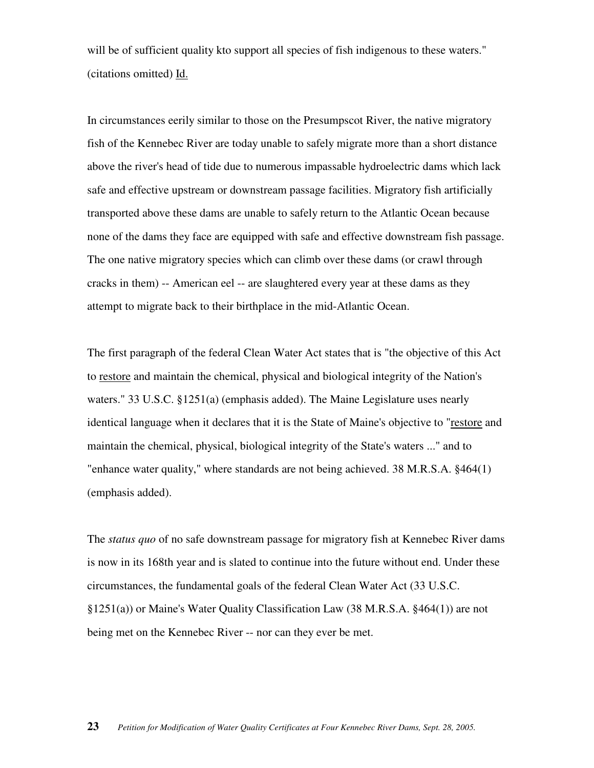will be of sufficient quality kto support all species of fish indigenous to these waters." (citations omitted) Id.

In circumstances eerily similar to those on the Presumpscot River, the native migratory fish of the Kennebec River are today unable to safely migrate more than a short distance above the river's head of tide due to numerous impassable hydroelectric dams which lack safe and effective upstream or downstream passage facilities. Migratory fish artificially transported above these dams are unable to safely return to the Atlantic Ocean because none of the dams they face are equipped with safe and effective downstream fish passage. The one native migratory species which can climb over these dams (or crawl through cracks in them) -- American eel -- are slaughtered every year at these dams as they attempt to migrate back to their birthplace in the mid-Atlantic Ocean.

The first paragraph of the federal Clean Water Act states that is "the objective of this Act to restore and maintain the chemical, physical and biological integrity of the Nation's waters." 33 U.S.C. §1251(a) (emphasis added). The Maine Legislature uses nearly identical language when it declares that it is the State of Maine's objective to "restore and maintain the chemical, physical, biological integrity of the State's waters ..." and to "enhance water quality," where standards are not being achieved. 38 M.R.S.A. §464(1) (emphasis added).

The *status quo* of no safe downstream passage for migratory fish at Kennebec River dams is now in its 168th year and is slated to continue into the future without end. Under these circumstances, the fundamental goals of the federal Clean Water Act (33 U.S.C. §1251(a)) or Maine's Water Quality Classification Law (38 M.R.S.A. §464(1)) are not being met on the Kennebec River -- nor can they ever be met.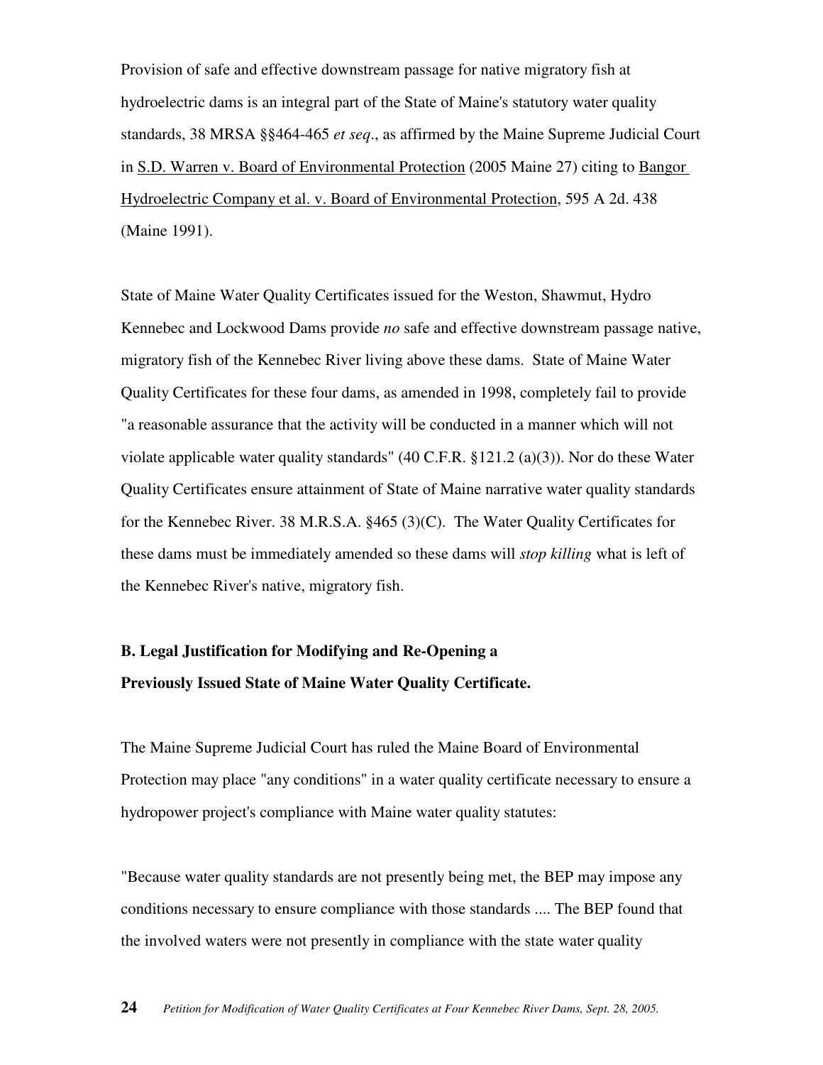Provision of safe and effective downstream passage for native migratory fish at hydroelectric dams is an integral part of the State of Maine's statutory water quality standards, 38 MRSA §§464-465 *et seq*., as affirmed by the Maine Supreme Judicial Court in S.D. Warren v. Board of Environmental Protection (2005 Maine 27) citing to Bangor Hydroelectric Company et al. v. Board of Environmental Protection, 595 A 2d. 438 (Maine 1991).

State of Maine Water Quality Certificates issued for the Weston, Shawmut, Hydro Kennebec and Lockwood Dams provide *no* safe and effective downstream passage native, migratory fish of the Kennebec River living above these dams. State of Maine Water Quality Certificates for these four dams, as amended in 1998, completely fail to provide "a reasonable assurance that the activity will be conducted in a manner which will not violate applicable water quality standards" (40 C.F.R. §121.2 (a)(3)). Nor do these Water Quality Certificates ensure attainment of State of Maine narrative water quality standards for the Kennebec River. 38 M.R.S.A. §465 (3)(C). The Water Quality Certificates for these dams must be immediately amended so these dams will *stop killing* what is left of the Kennebec River's native, migratory fish.

**B. Legal Justification for Modifying and Re-Opening a Previously Issued State of Maine Water Quality Certificate.**

The Maine Supreme Judicial Court has ruled the Maine Board of Environmental Protection may place "any conditions" in a water quality certificate necessary to ensure a hydropower project's compliance with Maine water quality statutes:

"Because water quality standards are not presently being met, the BEP may impose any conditions necessary to ensure compliance with those standards .... The BEP found that the involved waters were not presently in compliance with the state water quality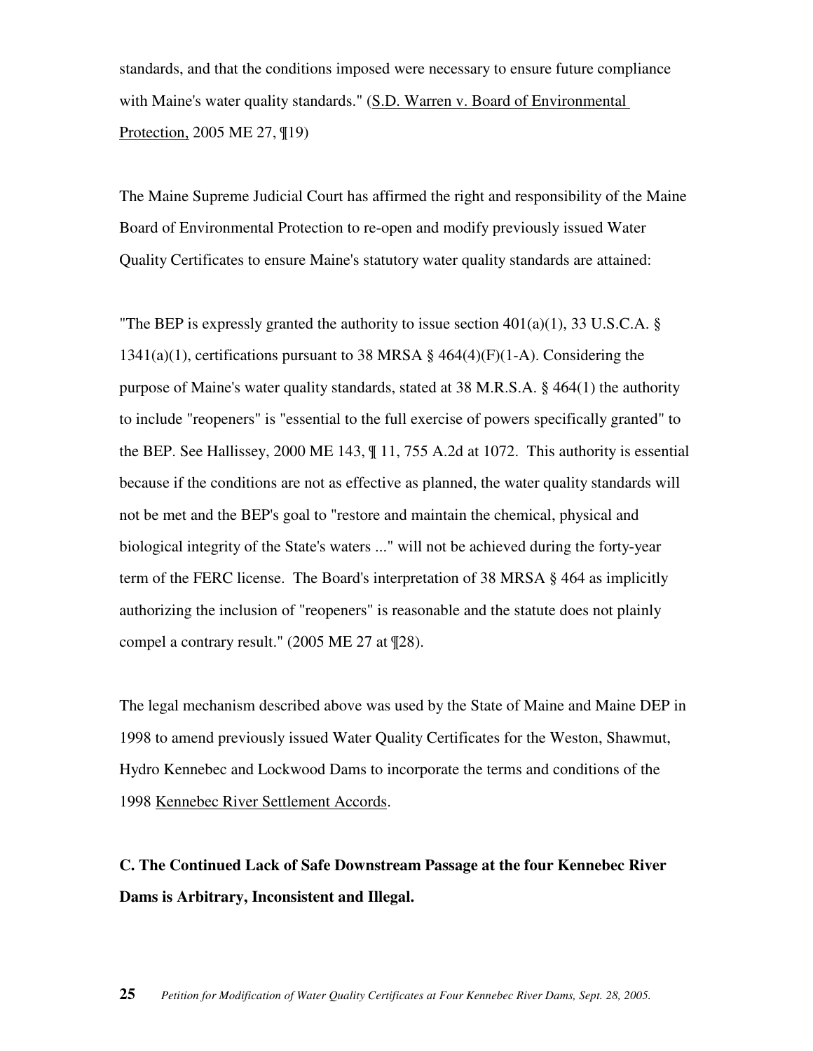standards, and that the conditions imposed were necessary to ensure future compliance with Maine's water quality standards." (S.D. Warren v. Board of Environmental Protection, 2005 ME 27, ¶19)

The Maine Supreme Judicial Court has affirmed the right and responsibility of the Maine Board of Environmental Protection to re-open and modify previously issued Water Quality Certificates to ensure Maine's statutory water quality standards are attained:

"The BEP is expressly granted the authority to issue section 401(a)(1), 33 U.S.C.A. § 1341(a)(1), certifications pursuant to 38 MRSA § 464(4)(F)(1-A). Considering the purpose of Maine's water quality standards, stated at 38 M.R.S.A. § 464(1) the authority to include "reopeners" is "essential to the full exercise of powers specifically granted" to the BEP. See Hallissey, 2000 ME 143, ¶ 11, 755 A.2d at 1072. This authority is essential because if the conditions are not as effective as planned, the water quality standards will not be met and the BEP's goal to "restore and maintain the chemical, physical and biological integrity of the State's waters ..." will not be achieved during the forty-year term of the FERC license. The Board's interpretation of 38 MRSA § 464 as implicitly authorizing the inclusion of "reopeners" is reasonable and the statute does not plainly compel a contrary result." (2005 ME 27 at ¶28).

The legal mechanism described above was used by the State of Maine and Maine DEP in 1998 to amend previously issued Water Quality Certificates for the Weston, Shawmut, Hydro Kennebec and Lockwood Dams to incorporate the terms and conditions of the 1998 Kennebec River Settlement Accords.

**C. The Continued Lack of Safe Downstream Passage at the four Kennebec River Dams is Arbitrary, Inconsistent and Illegal.**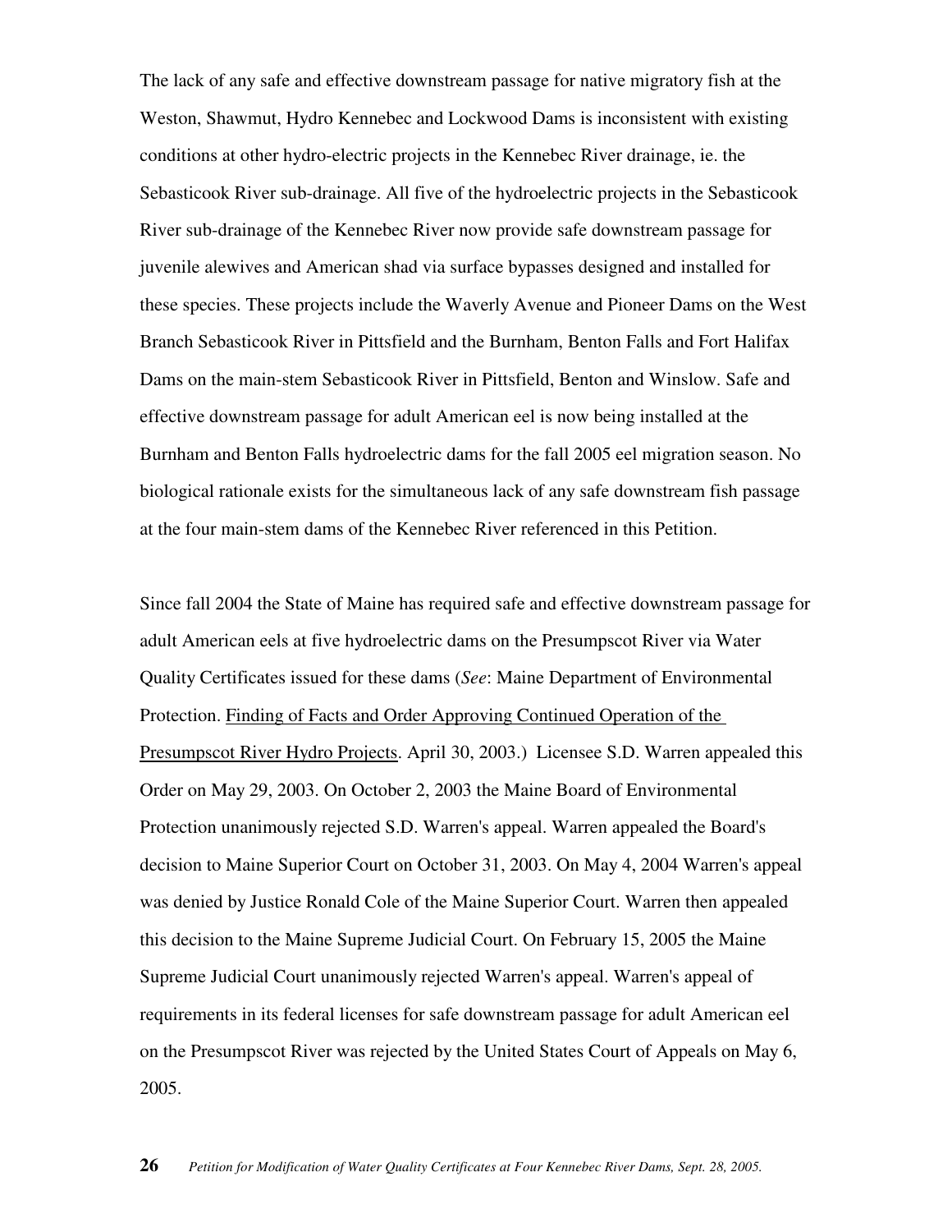The lack of any safe and effective downstream passage for native migratory fish at the Weston, Shawmut, Hydro Kennebec and Lockwood Dams is inconsistent with existing conditions at other hydro-electric projects in the Kennebec River drainage, ie. the Sebasticook River sub-drainage. All five of the hydroelectric projects in the Sebasticook River sub-drainage of the Kennebec River now provide safe downstream passage for juvenile alewives and American shad via surface bypasses designed and installed for these species. These projects include the Waverly Avenue and Pioneer Dams on the West Branch Sebasticook River in Pittsfield and the Burnham, Benton Falls and Fort Halifax Dams on the main-stem Sebasticook River in Pittsfield, Benton and Winslow. Safe and effective downstream passage for adult American eel is now being installed at the Burnham and Benton Falls hydroelectric dams for the fall 2005 eel migration season. No biological rationale exists for the simultaneous lack of any safe downstream fish passage at the four main-stem dams of the Kennebec River referenced in this Petition.

Since fall 2004 the State of Maine has required safe and effective downstream passage for adult American eels at five hydroelectric dams on the Presumpscot River via Water Quality Certificates issued for these dams (*See*: Maine Department of Environmental Protection. Finding of Facts and Order Approving Continued Operation of the Presumpscot River Hydro Projects. April 30, 2003.) Licensee S.D. Warren appealed this Order on May 29, 2003. On October 2, 2003 the Maine Board of Environmental Protection unanimously rejected S.D. Warren's appeal. Warren appealed the Board's decision to Maine Superior Court on October 31, 2003. On May 4, 2004 Warren's appeal was denied by Justice Ronald Cole of the Maine Superior Court. Warren then appealed this decision to the Maine Supreme Judicial Court. On February 15, 2005 the Maine Supreme Judicial Court unanimously rejected Warren's appeal. Warren's appeal of requirements in its federal licenses for safe downstream passage for adult American eel on the Presumpscot River was rejected by the United States Court of Appeals on May 6, 2005.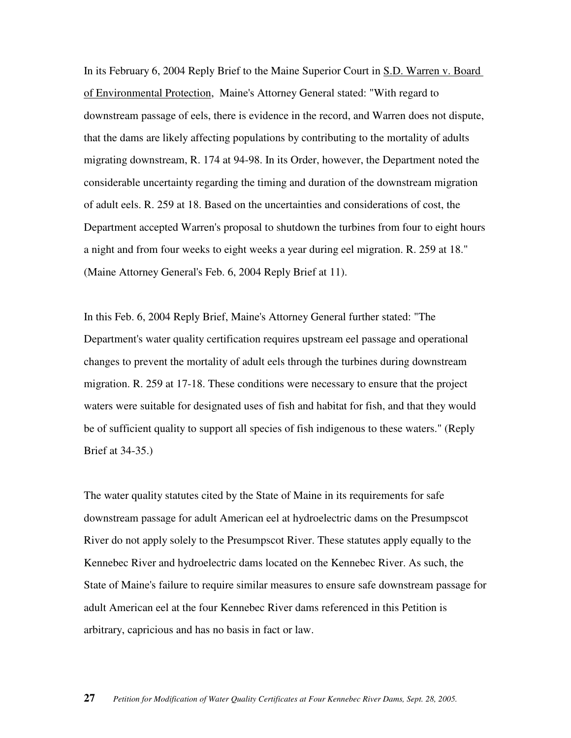In its February 6, 2004 Reply Brief to the Maine Superior Court in S.D. Warren v. Board of Environmental Protection, Maine's Attorney General stated: "With regard to downstream passage of eels, there is evidence in the record, and Warren does not dispute, that the dams are likely affecting populations by contributing to the mortality of adults migrating downstream, R. 174 at 94-98. In its Order, however, the Department noted the considerable uncertainty regarding the timing and duration of the downstream migration of adult eels. R. 259 at 18. Based on the uncertainties and considerations of cost, the Department accepted Warren's proposal to shutdown the turbines from four to eight hours a night and from four weeks to eight weeks a year during eel migration. R. 259 at 18." (Maine Attorney General's Feb. 6, 2004 Reply Brief at 11).

In this Feb. 6, 2004 Reply Brief, Maine's Attorney General further stated: "The Department's water quality certification requires upstream eel passage and operational changes to prevent the mortality of adult eels through the turbines during downstream migration. R. 259 at 17-18. These conditions were necessary to ensure that the project waters were suitable for designated uses of fish and habitat for fish, and that they would be of sufficient quality to support all species of fish indigenous to these waters." (Reply Brief at 34-35.)

The water quality statutes cited by the State of Maine in its requirements for safe downstream passage for adult American eel at hydroelectric dams on the Presumpscot River do not apply solely to the Presumpscot River. These statutes apply equally to the Kennebec River and hydroelectric dams located on the Kennebec River. As such, the State of Maine's failure to require similar measures to ensure safe downstream passage for adult American eel at the four Kennebec River dams referenced in this Petition is arbitrary, capricious and has no basis in fact or law.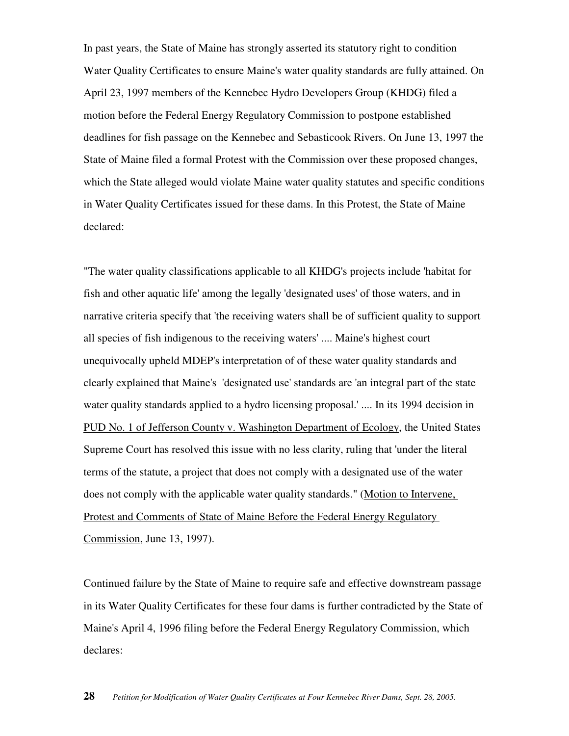In past years, the State of Maine has strongly asserted its statutory right to condition Water Quality Certificates to ensure Maine's water quality standards are fully attained. On April 23, 1997 members of the Kennebec Hydro Developers Group (KHDG) filed a motion before the Federal Energy Regulatory Commission to postpone established deadlines for fish passage on the Kennebec and Sebasticook Rivers. On June 13, 1997 the State of Maine filed a formal Protest with the Commission over these proposed changes, which the State alleged would violate Maine water quality statutes and specific conditions in Water Quality Certificates issued for these dams. In this Protest, the State of Maine declared:

"The water quality classifications applicable to all KHDG's projects include 'habitat for fish and other aquatic life' among the legally 'designated uses' of those waters, and in narrative criteria specify that 'the receiving waters shall be of sufficient quality to support all species of fish indigenous to the receiving waters' .... Maine's highest court unequivocally upheld MDEP's interpretation of of these water quality standards and clearly explained that Maine's 'designated use' standards are 'an integral part of the state water quality standards applied to a hydro licensing proposal.' .... In its 1994 decision in <u>PUD No. 1 of Jefferson County v. Washington Department of Ecology</u>, the United States Supreme Court has resolved this issue with no less clarity, ruling that 'under the literal terms of the statute, a project that does not comply with a designated use of the water does not comply with the applicable water quality standards." (<u>Motion to Intervene, Protest and Comments of State of Maine Before the Federal Energy Regulatory Commission</u>, June 13, 1997).

Continued failure by the State of Maine to require safe and effective downstream passage in its Water Quality Certificates for these four dams is further contradicted by the State of Maine's April 4, 1996 filing before the Federal Energy Regulatory Commission, which declares: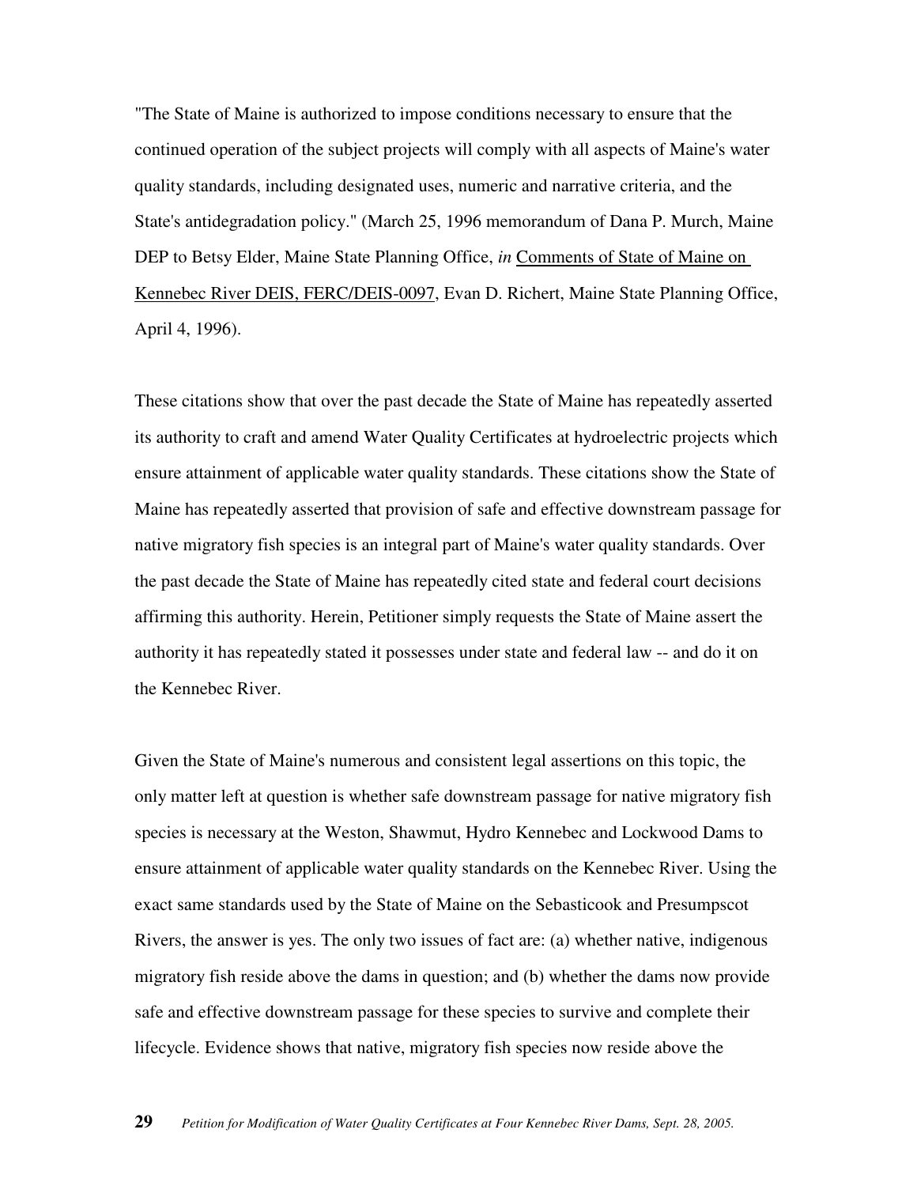"The State of Maine is authorized to impose conditions necessary to ensure that the continued operation of the subject projects will comply with all aspects of Maine's water quality standards, including designated uses, numeric and narrative criteria, and the State's antidegradation policy." (March 25, 1996 memorandum of Dana P. Murch, Maine DEP to Betsy Elder, Maine State Planning Office, *in* <u>Comments of State of Maine on Kennebec River DEIS, FERC/DEIS-0097</u>, Evan D. Richert, Maine State Planning Office, April 4, 1996).

These citations show that over the past decade the State of Maine has repeatedly asserted its authority to craft and amend Water Quality Certificates at hydroelectric projects which ensure attainment of applicable water quality standards. These citations show the State of Maine has repeatedly asserted that provision of safe and effective downstream passage for native migratory fish species is an integral part of Maine's water quality standards. Over the past decade the State of Maine has repeatedly cited state and federal court decisions affirming this authority. Herein, Petitioner simply requests the State of Maine assert the authority it has repeatedly stated it possesses under state and federal law -- and do it on the Kennebec River.

Given the State of Maine's numerous and consistent legal assertions on this topic, the only matter left at question is whether safe downstream passage for native migratory fish species is necessary at the Weston, Shawmut, Hydro Kennebec and Lockwood Dams to ensure attainment of applicable water quality standards on the Kennebec River. Using the exact same standards used by the State of Maine on the Sebasticook and Presumpscot Rivers, the answer is yes. The only two issues of fact are: (a) whether native, indigenous migratory fish reside above the dams in question; and (b) whether the dams now provide safe and effective downstream passage for these species to survive and complete their lifecycle. Evidence shows that native, migratory fish species now reside above the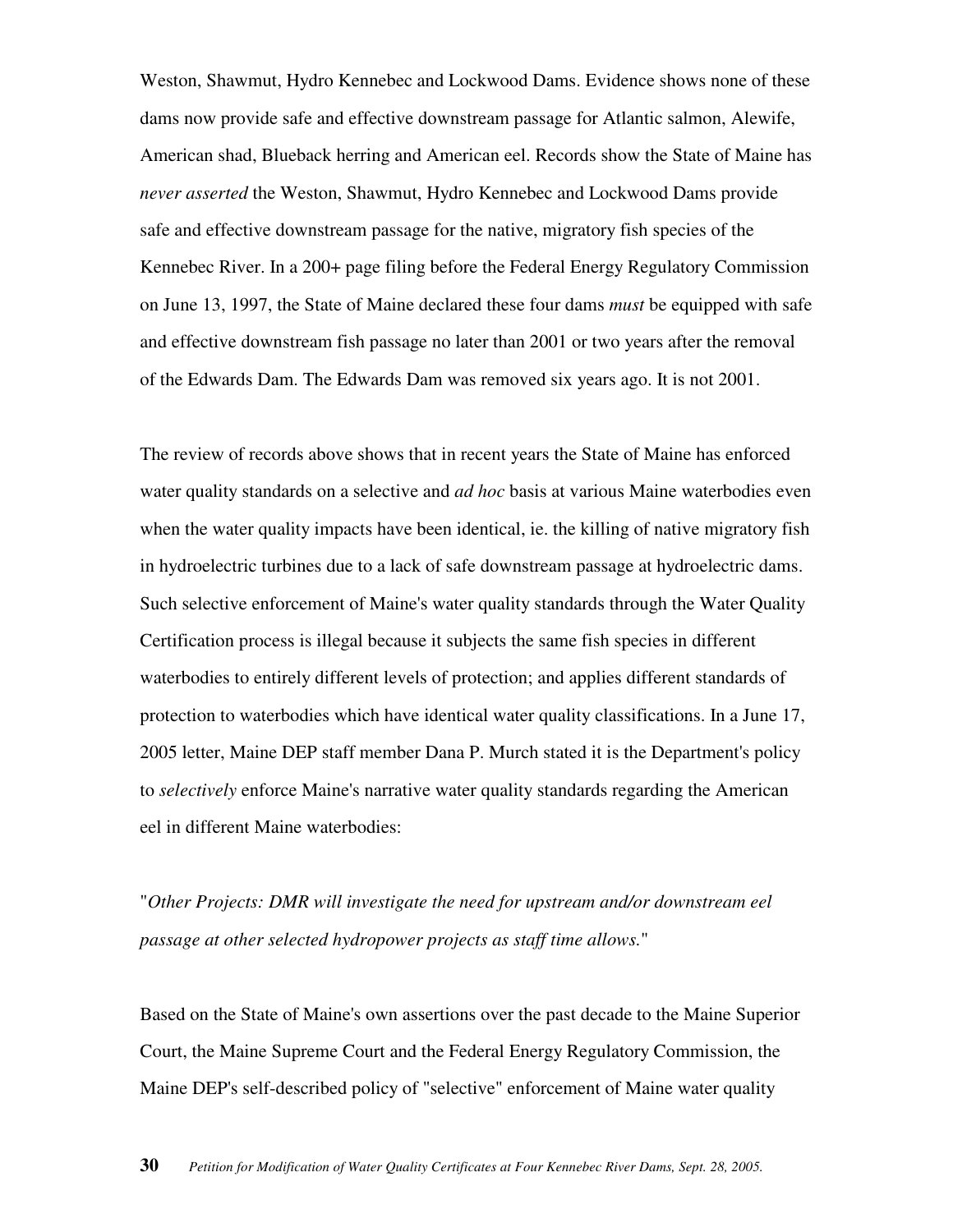Weston, Shawmut, Hydro Kennebec and Lockwood Dams. Evidence shows none of these dams now provide safe and effective downstream passage for Atlantic salmon, Alewife, American shad, Blueback herring and American eel. Records show the State of Maine has *never asserted* the Weston, Shawmut, Hydro Kennebec and Lockwood Dams provide safe and effective downstream passage for the native, migratory fish species of the Kennebec River. In a 200+ page filing before the Federal Energy Regulatory Commission on June 13, 1997, the State of Maine declared these four dams *must* be equipped with safe and effective downstream fish passage no later than 2001 or two years after the removal of the Edwards Dam. The Edwards Dam was removed six years ago. It is not 2001.

The review of records above shows that in recent years the State of Maine has enforced water quality standards on a selective and *ad hoc* basis at various Maine waterbodies even when the water quality impacts have been identical, ie. the killing of native migratory fish in hydroelectric turbines due to a lack of safe downstream passage at hydroelectric dams. Such selective enforcement of Maine's water quality standards through the Water Quality Certification process is illegal because it subjects the same fish species in different waterbodies to entirely different levels of protection; and applies different standards of protection to waterbodies which have identical water quality classifications. In a June 17, 2005 letter, Maine DEP staff member Dana P. Murch stated it is the Department's policy to *selectively* enforce Maine's narrative water quality standards regarding the American eel in different Maine waterbodies:

"*Other Projects: DMR will investigate the need for upstream and/or downstream eel passage at other selected hydropower projects as staff time allows.*"

Based on the State of Maine's own assertions over the past decade to the Maine Superior Court, the Maine Supreme Court and the Federal Energy Regulatory Commission, the Maine DEP's self-described policy of "selective" enforcement of Maine water quality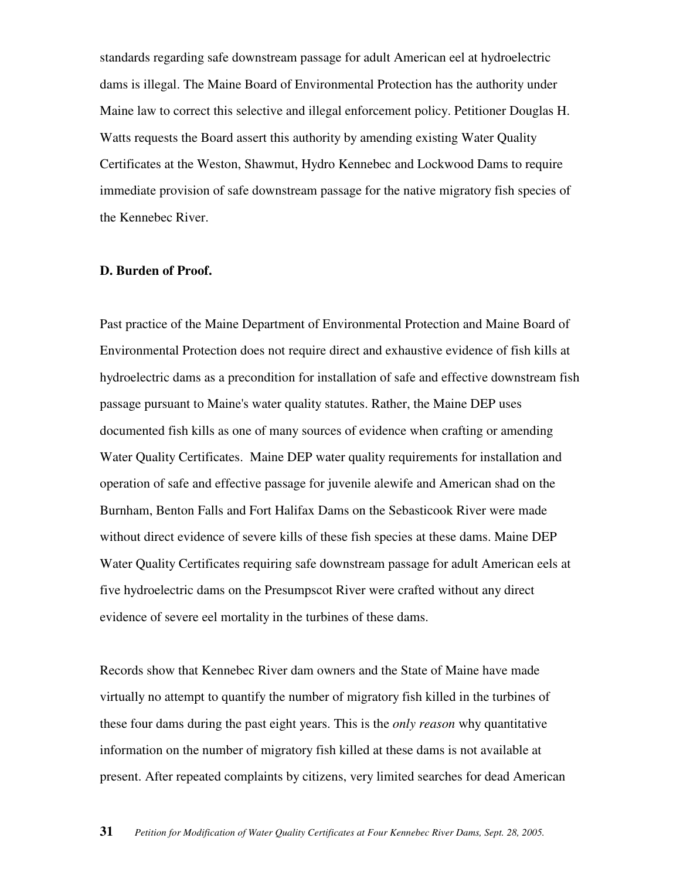standards regarding safe downstream passage for adult American eel at hydroelectric dams is illegal. The Maine Board of Environmental Protection has the authority under Maine law to correct this selective and illegal enforcement policy. Petitioner Douglas H. Watts requests the Board assert this authority by amending existing Water Quality Certificates at the Weston, Shawmut, Hydro Kennebec and Lockwood Dams to require immediate provision of safe downstream passage for the native migratory fish species of the Kennebec River.

**D. Burden of Proof.**

Past practice of the Maine Department of Environmental Protection and Maine Board of Environmental Protection does not require direct and exhaustive evidence of fish kills at hydroelectric dams as a precondition for installation of safe and effective downstream fish passage pursuant to Maine's water quality statutes. Rather, the Maine DEP uses documented fish kills as one of many sources of evidence when crafting or amending Water Quality Certificates. Maine DEP water quality requirements for installation and operation of safe and effective passage for juvenile alewife and American shad on the Burnham, Benton Falls and Fort Halifax Dams on the Sebasticook River were made without direct evidence of severe kills of these fish species at these dams. Maine DEP Water Quality Certificates requiring safe downstream passage for adult American eels at five hydroelectric dams on the Presumpscot River were crafted without any direct evidence of severe eel mortality in the turbines of these dams.

Records show that Kennebec River dam owners and the State of Maine have made virtually no attempt to quantify the number of migratory fish killed in the turbines of these four dams during the past eight years. This is the *only reason* why quantitative information on the number of migratory fish killed at these dams is not available at present. After repeated complaints by citizens, very limited searches for dead American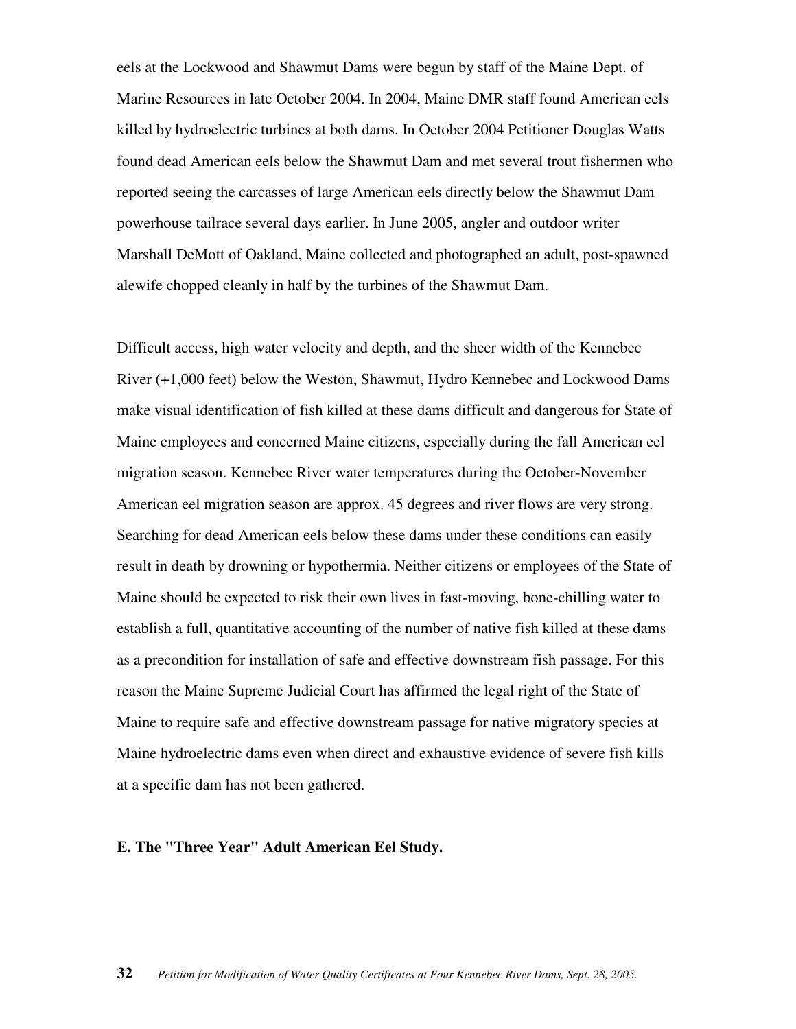eels at the Lockwood and Shawmut Dams were begun by staff of the Maine Dept. of Marine Resources in late October 2004. In 2004, Maine DMR staff found American eels killed by hydroelectric turbines at both dams. In October 2004 Petitioner Douglas Watts found dead American eels below the Shawmut Dam and met several trout fishermen who reported seeing the carcasses of large American eels directly below the Shawmut Dam powerhouse tailrace several days earlier. In June 2005, angler and outdoor writer Marshall DeMott of Oakland, Maine collected and photographed an adult, post-spawned alewife chopped cleanly in half by the turbines of the Shawmut Dam.

Difficult access, high water velocity and depth, and the sheer width of the Kennebec River (+1,000 feet) below the Weston, Shawmut, Hydro Kennebec and Lockwood Dams make visual identification of fish killed at these dams difficult and dangerous for State of Maine employees and concerned Maine citizens, especially during the fall American eel migration season. Kennebec River water temperatures during the October-November American eel migration season are approx. 45 degrees and river flows are very strong. Searching for dead American eels below these dams under these conditions can easily result in death by drowning or hypothermia. Neither citizens or employees of the State of Maine should be expected to risk their own lives in fast-moving, bone-chilling water to establish a full, quantitative accounting of the number of native fish killed at these dams as a precondition for installation of safe and effective downstream fish passage. For this reason the Maine Supreme Judicial Court has affirmed the legal right of the State of Maine to require safe and effective downstream passage for native migratory species at Maine hydroelectric dams even when direct and exhaustive evidence of severe fish kills at a specific dam has not been gathered.

**E. The "Three Year" Adult American Eel Study.**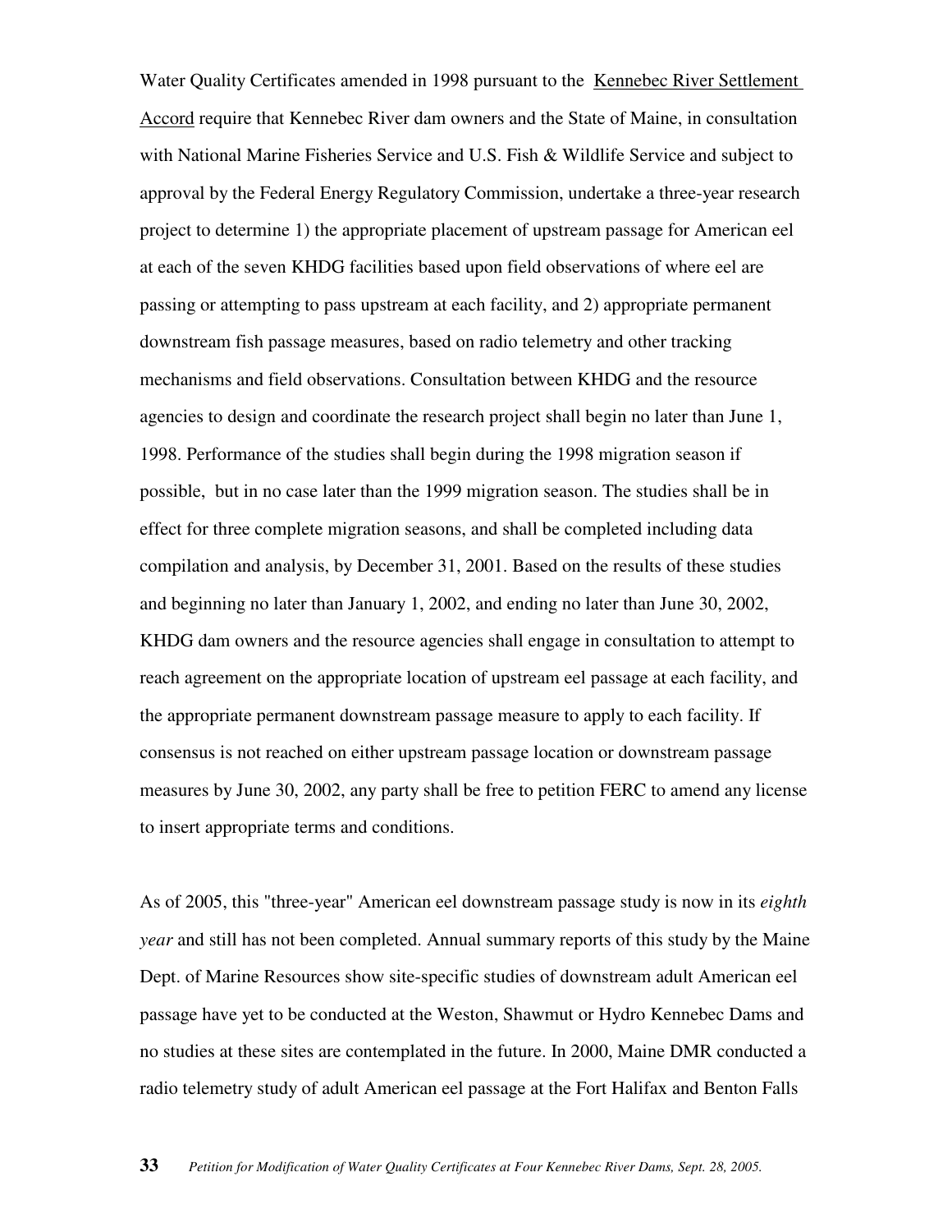Water Quality Certificates amended in 1998 pursuant to the Kennebec River Settlement Accord require that Kennebec River dam owners and the State of Maine, in consultation with National Marine Fisheries Service and U.S. Fish & Wildlife Service and subject to approval by the Federal Energy Regulatory Commission, undertake a three-year research project to determine 1) the appropriate placement of upstream passage for American eel at each of the seven KHDG facilities based upon field observations of where eel are passing or attempting to pass upstream at each facility, and 2) appropriate permanent downstream fish passage measures, based on radio telemetry and other tracking mechanisms and field observations. Consultation between KHDG and the resource agencies to design and coordinate the research project shall begin no later than June 1, 1998. Performance of the studies shall begin during the 1998 migration season if possible, but in no case later than the 1999 migration season. The studies shall be in effect for three complete migration seasons, and shall be completed including data compilation and analysis, by December 31, 2001. Based on the results of these studies and beginning no later than January 1, 2002, and ending no later than June 30, 2002, KHDG dam owners and the resource agencies shall engage in consultation to attempt to reach agreement on the appropriate location of upstream eel passage at each facility, and the appropriate permanent downstream passage measure to apply to each facility. If consensus is not reached on either upstream passage location or downstream passage measures by June 30, 2002, any party shall be free to petition FERC to amend any license to insert appropriate terms and conditions.

As of 2005, this "three-year" American eel downstream passage study is now in its *eighth year* and still has not been completed. Annual summary reports of this study by the Maine Dept. of Marine Resources show site-specific studies of downstream adult American eel passage have yet to be conducted at the Weston, Shawmut or Hydro Kennebec Dams and no studies at these sites are contemplated in the future. In 2000, Maine DMR conducted a radio telemetry study of adult American eel passage at the Fort Halifax and Benton Falls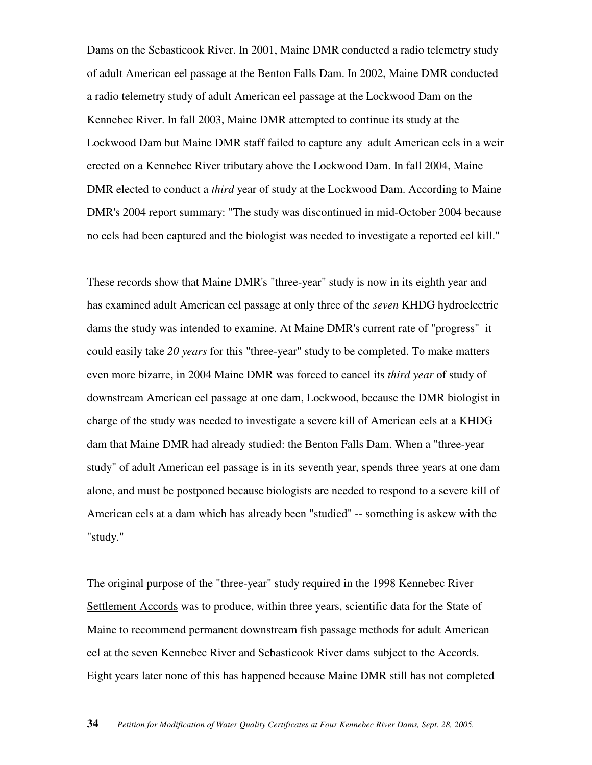Dams on the Sebasticook River. In 2001, Maine DMR conducted a radio telemetry study of adult American eel passage at the Benton Falls Dam. In 2002, Maine DMR conducted a radio telemetry study of adult American eel passage at the Lockwood Dam on the Kennebec River. In fall 2003, Maine DMR attempted to continue its study at the Lockwood Dam but Maine DMR staff failed to capture any adult American eels in a weir erected on a Kennebec River tributary above the Lockwood Dam. In fall 2004, Maine DMR elected to conduct a *third* year of study at the Lockwood Dam. According to Maine DMR's 2004 report summary: "The study was discontinued in mid-October 2004 because no eels had been captured and the biologist was needed to investigate a reported eel kill."

These records show that Maine DMR's "three-year" study is now in its eighth year and has examined adult American eel passage at only three of the *seven* KHDG hydroelectric dams the study was intended to examine. At Maine DMR's current rate of "progress" it could easily take *20 years* for this "three-year" study to be completed. To make matters even more bizarre, in 2004 Maine DMR was forced to cancel its *third year* of study of downstream American eel passage at one dam, Lockwood, because the DMR biologist in charge of the study was needed to investigate a severe kill of American eels at a KHDG dam that Maine DMR had already studied: the Benton Falls Dam. When a "three-year study" of adult American eel passage is in its seventh year, spends three years at one dam alone, and must be postponed because biologists are needed to respond to a severe kill of American eels at a dam which has already been "studied" -- something is askew with the "study."

The original purpose of the "three-year" study required in the 1998 Kennebec River Settlement Accords was to produce, within three years, scientific data for the State of Maine to recommend permanent downstream fish passage methods for adult American eel at the seven Kennebec River and Sebasticook River dams subject to the Accords. Eight years later none of this has happened because Maine DMR still has not completed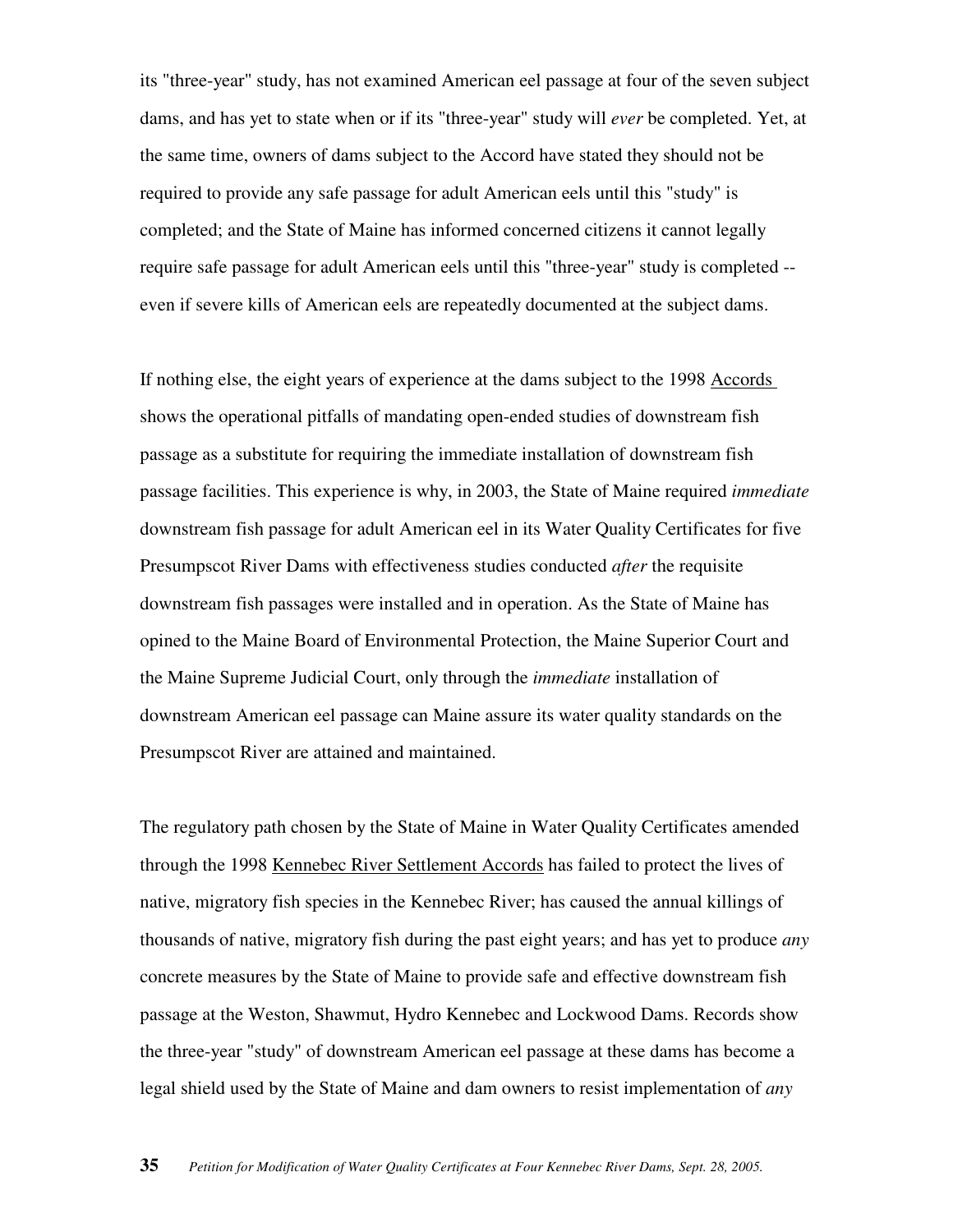its "three-year" study, has not examined American eel passage at four of the seven subject dams, and has yet to state when or if its "three-year" study will *ever* be completed. Yet, at the same time, owners of dams subject to the Accord have stated they should not be required to provide any safe passage for adult American eels until this "study" is completed; and the State of Maine has informed concerned citizens it cannot legally require safe passage for adult American eels until this "three-year" study is completed -- even if severe kills of American eels are repeatedly documented at the subject dams.

If nothing else, the eight years of experience at the dams subject to the 1998 Accords shows the operational pitfalls of mandating open-ended studies of downstream fish passage as a substitute for requiring the immediate installation of downstream fish passage facilities. This experience is why, in 2003, the State of Maine required *immediate* downstream fish passage for adult American eel in its Water Quality Certificates for five Presumpscot River Dams with effectiveness studies conducted *after* the requisite downstream fish passages were installed and in operation. As the State of Maine has opined to the Maine Board of Environmental Protection, the Maine Superior Court and the Maine Supreme Judicial Court, only through the *immediate* installation of downstream American eel passage can Maine assure its water quality standards on the Presumpscot River are attained and maintained.

The regulatory path chosen by the State of Maine in Water Quality Certificates amended through the 1998 Kennebec River Settlement Accords has failed to protect the lives of native, migratory fish species in the Kennebec River; has caused the annual killings of thousands of native, migratory fish during the past eight years; and has yet to produce *any* concrete measures by the State of Maine to provide safe and effective downstream fish passage at the Weston, Shawmut, Hydro Kennebec and Lockwood Dams. Records show the three-year "study" of downstream American eel passage at these dams has become a legal shield used by the State of Maine and dam owners to resist implementation of *any*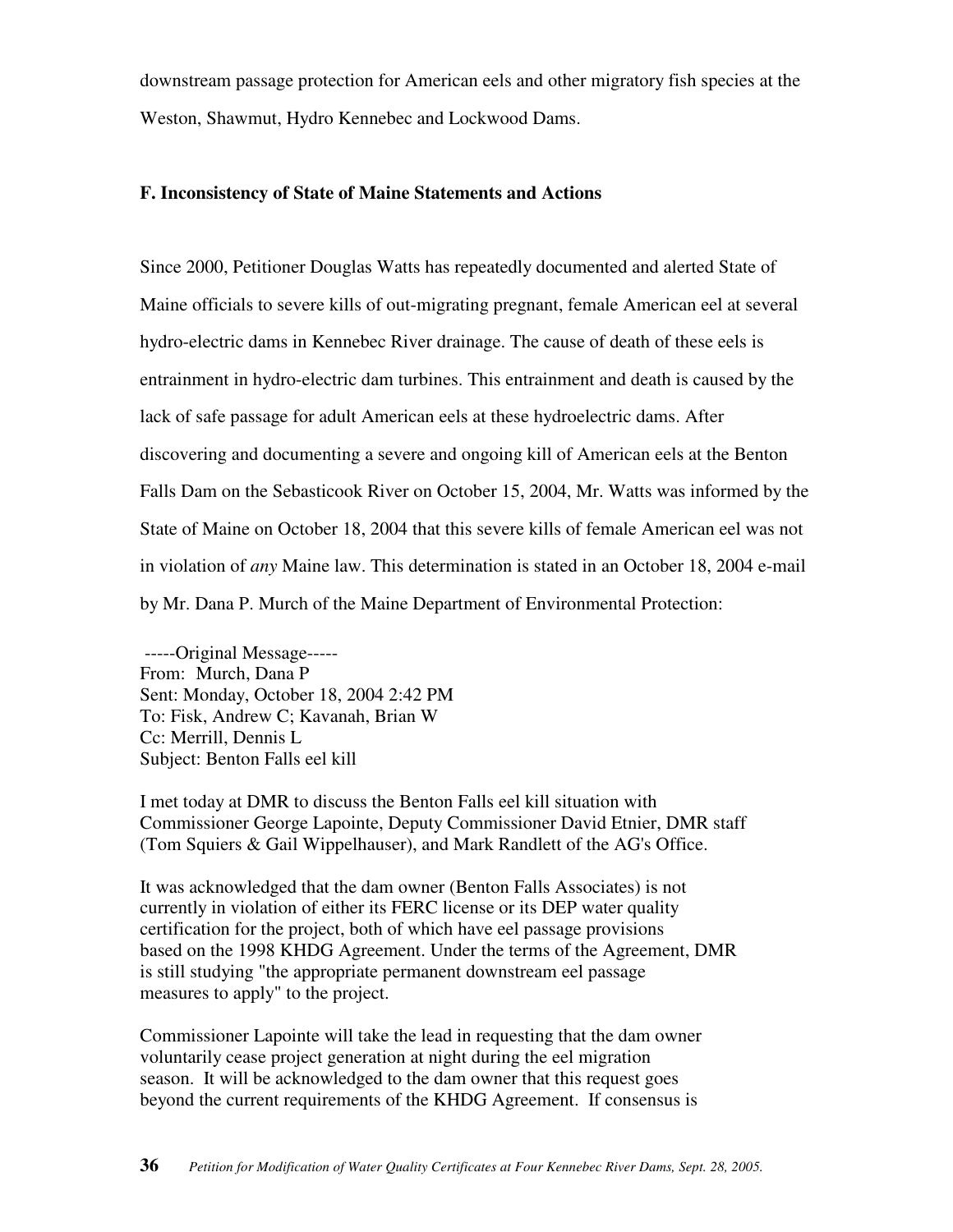downstream passage protection for American eels and other migratory fish species at the Weston, Shawmut, Hydro Kennebec and Lockwood Dams.

### F. Inconsistency of State of Maine Statements and Actions

Since 2000, Petitioner Douglas Watts has repeatedly documented and alerted State of Maine officials to severe kills of out-migrating pregnant, female American eel at several hydro-electric dams in Kennebec River drainage. The cause of death of these eels is entrainment in hydro-electric dam turbines. This entrainment and death is caused by the lack of safe passage for adult American eels at these hydroelectric dams. After discovering and documenting a severe and ongoing kill of American eels at the Benton Falls Dam on the Sebasticook River on October 15, 2004, Mr. Watts was informed by the State of Maine on October 18, 2004 that this severe kills of female American eel was not in violation of *any* Maine law. This determination is stated in an October 18, 2004 e-mail by Mr. Dana P. Murch of the Maine Department of Environmental Protection:

-----Original Message-----
From: Murch, Dana P
Sent: Monday, October 18, 2004 2:42 PM
To: Fisk, Andrew C; Kavanah, Brian W
Cc: Merrill, Dennis L
Subject: Benton Falls eel kill

I met today at DMR to discuss the Benton Falls eel kill situation with Commissioner George Lapointe, Deputy Commissioner David Etnier, DMR staff (Tom Squiers & Gail Wippelhauser), and Mark Randlett of the AG's Office.

It was acknowledged that the dam owner (Benton Falls Associates) is not currently in violation of either its FERC license or its DEP water quality certification for the project, both of which have eel passage provisions based on the 1998 KHDG Agreement. Under the terms of the Agreement, DMR is still studying "the appropriate permanent downstream eel passage measures to apply" to the project.

Commissioner Lapointe will take the lead in requesting that the dam owner voluntarily cease project generation at night during the eel migration season. It will be acknowledged to the dam owner that this request goes beyond the current requirements of the KHDG Agreement. If consensus is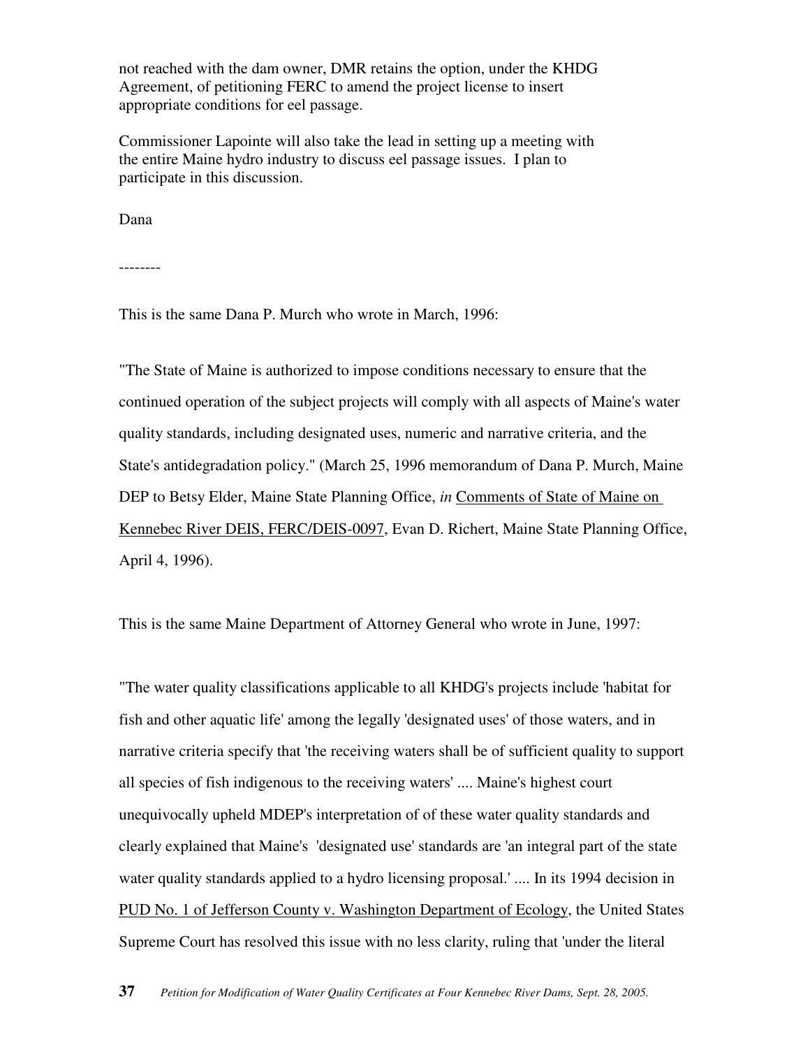not reached with the dam owner, DMR retains the option, under the KHDG Agreement, of petitioning FERC to amend the project license to insert appropriate conditions for eel passage.

Commissioner Lapointe will also take the lead in setting up a meeting with the entire Maine hydro industry to discuss eel passage issues. I plan to participate in this discussion.

Dana

--------

This is the same Dana P. Murch who wrote in March, 1996:

"The State of Maine is authorized to impose conditions necessary to ensure that the continued operation of the subject projects will comply with all aspects of Maine's water quality standards, including designated uses, numeric and narrative criteria, and the State's antidegradation policy." (March 25, 1996 memorandum of Dana P. Murch, Maine DEP to Betsy Elder, Maine State Planning Office, *in* Comments of State of Maine on Kennebec River DEIS, FERC/DEIS-0097, Evan D. Richert, Maine State Planning Office, April 4, 1996).

This is the same Maine Department of Attorney General who wrote in June, 1997:

"The water quality classifications applicable to all KHDG's projects include 'habitat for fish and other aquatic life' among the legally 'designated uses' of those waters, and in narrative criteria specify that 'the receiving waters shall be of sufficient quality to support all species of fish indigenous to the receiving waters' .... Maine's highest court unequivocally upheld MDEP's interpretation of of these water quality standards and clearly explained that Maine's 'designated use' standards are 'an integral part of the state water quality standards applied to a hydro licensing proposal.' .... In its 1994 decision in PUD No. 1 of Jefferson County v. Washington Department of Ecology, the United States Supreme Court has resolved this issue with no less clarity, ruling that 'under the literal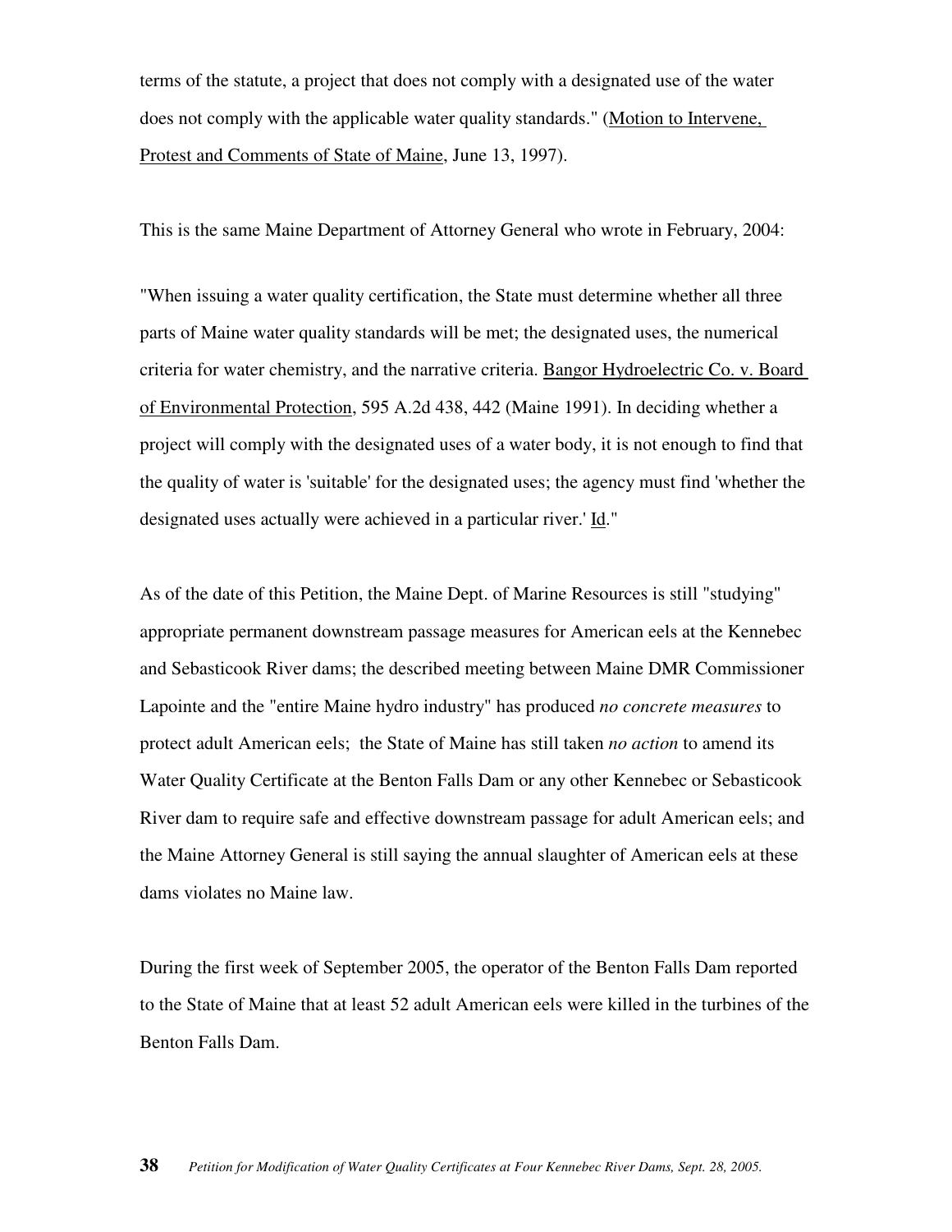terms of the statute, a project that does not comply with a designated use of the water does not comply with the applicable water quality standards." (Motion to Intervene, Protest and Comments of State of Maine, June 13, 1997).

This is the same Maine Department of Attorney General who wrote in February, 2004:

"When issuing a water quality certification, the State must determine whether all three parts of Maine water quality standards will be met; the designated uses, the numerical criteria for water chemistry, and the narrative criteria. Bangor Hydroelectric Co. v. Board of Environmental Protection, 595 A.2d 438, 442 (Maine 1991). In deciding whether a project will comply with the designated uses of a water body, it is not enough to find that the quality of water is 'suitable' for the designated uses; the agency must find 'whether the designated uses actually were achieved in a particular river.' Id."

As of the date of this Petition, the Maine Dept. of Marine Resources is still "studying" appropriate permanent downstream passage measures for American eels at the Kennebec and Sebasticook River dams; the described meeting between Maine DMR Commissioner Lapointe and the "entire Maine hydro industry" has produced *no concrete measures* to protect adult American eels; the State of Maine has still taken *no action* to amend its Water Quality Certificate at the Benton Falls Dam or any other Kennebec or Sebasticook River dam to require safe and effective downstream passage for adult American eels; and the Maine Attorney General is still saying the annual slaughter of American eels at these dams violates no Maine law.

During the first week of September 2005, the operator of the Benton Falls Dam reported to the State of Maine that at least 52 adult American eels were killed in the turbines of the Benton Falls Dam.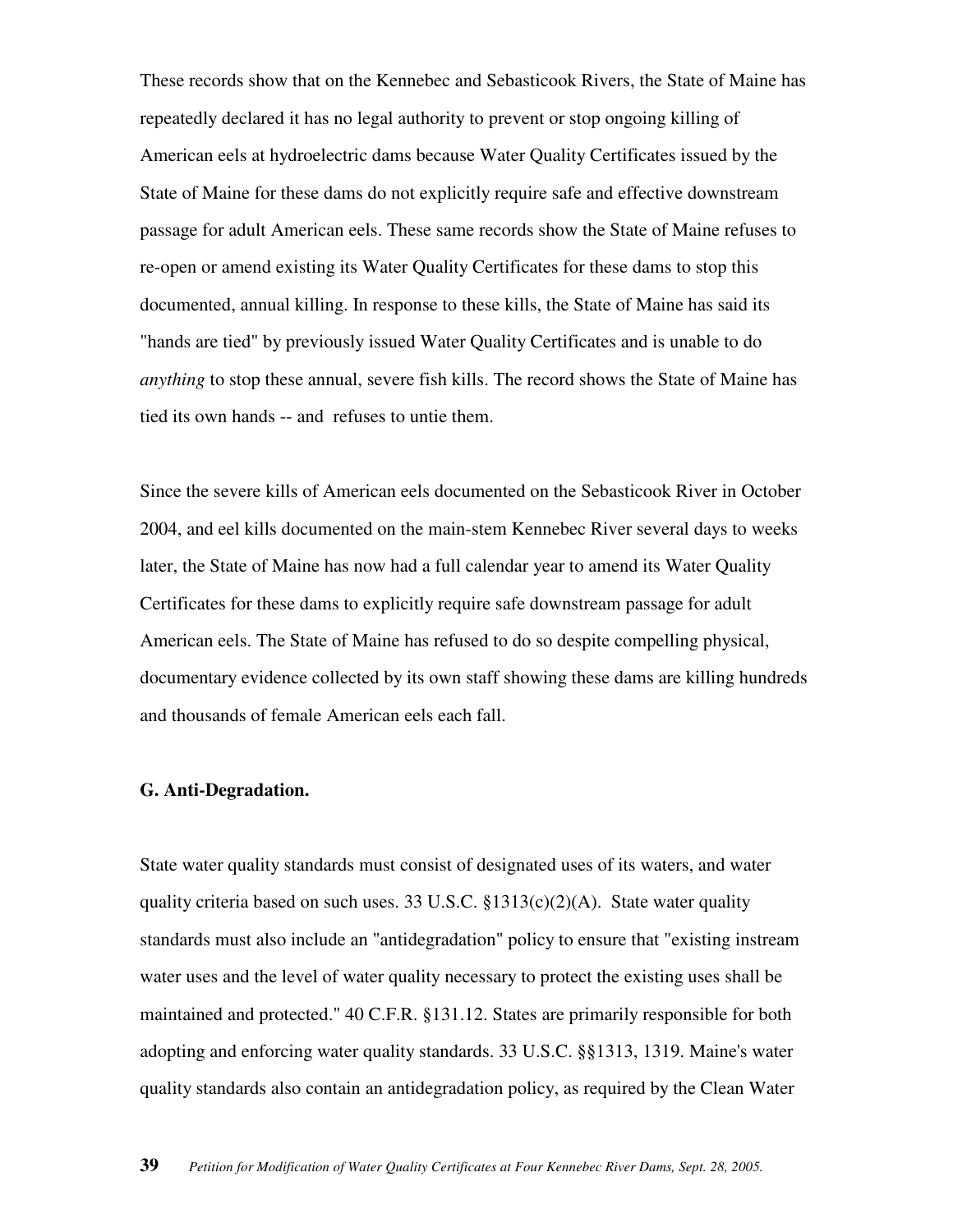These records show that on the Kennebec and Sebasticook Rivers, the State of Maine has repeatedly declared it has no legal authority to prevent or stop ongoing killing of American eels at hydroelectric dams because Water Quality Certificates issued by the State of Maine for these dams do not explicitly require safe and effective downstream passage for adult American eels. These same records show the State of Maine refuses to re-open or amend existing its Water Quality Certificates for these dams to stop this documented, annual killing. In response to these kills, the State of Maine has said its "hands are tied" by previously issued Water Quality Certificates and is unable to do *anything* to stop these annual, severe fish kills. The record shows the State of Maine has tied its own hands -- and refuses to untie them.

Since the severe kills of American eels documented on the Sebasticook River in October 2004, and eel kills documented on the main-stem Kennebec River several days to weeks later, the State of Maine has now had a full calendar year to amend its Water Quality Certificates for these dams to explicitly require safe downstream passage for adult American eels. The State of Maine has refused to do so despite compelling physical, documentary evidence collected by its own staff showing these dams are killing hundreds and thousands of female American eels each fall.

**G. Anti-Degradation.**

State water quality standards must consist of designated uses of its waters, and water quality criteria based on such uses. 33 U.S.C. §1313(c)(2)(A). State water quality standards must also include an "antidegradation" policy to ensure that "existing instream water uses and the level of water quality necessary to protect the existing uses shall be maintained and protected." 40 C.F.R. §131.12. States are primarily responsible for both adopting and enforcing water quality standards. 33 U.S.C. §§1313, 1319. Maine's water quality standards also contain an antidegradation policy, as required by the Clean Water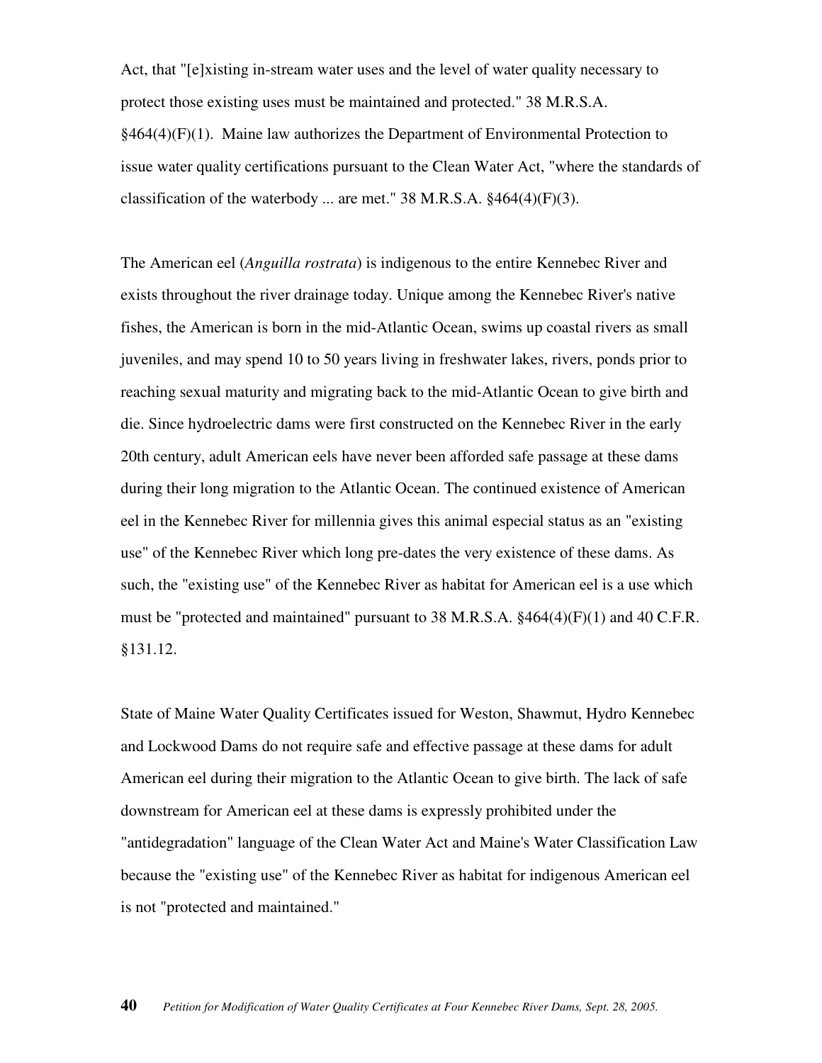Act, that "[e]xisting in-stream water uses and the level of water quality necessary to protect those existing uses must be maintained and protected." 38 M.R.S.A. §464(4)(F)(1). Maine law authorizes the Department of Environmental Protection to issue water quality certifications pursuant to the Clean Water Act, "where the standards of classification of the waterbody ... are met." 38 M.R.S.A. §464(4)(F)(3).

The American eel (*Anguilla rostrata*) is indigenous to the entire Kennebec River and exists throughout the river drainage today. Unique among the Kennebec River's native fishes, the American is born in the mid-Atlantic Ocean, swims up coastal rivers as small juveniles, and may spend 10 to 50 years living in freshwater lakes, rivers, ponds prior to reaching sexual maturity and migrating back to the mid-Atlantic Ocean to give birth and die. Since hydroelectric dams were first constructed on the Kennebec River in the early 20th century, adult American eels have never been afforded safe passage at these dams during their long migration to the Atlantic Ocean. The continued existence of American eel in the Kennebec River for millennia gives this animal especial status as an "existing use" of the Kennebec River which long pre-dates the very existence of these dams. As such, the "existing use" of the Kennebec River as habitat for American eel is a use which must be "protected and maintained" pursuant to 38 M.R.S.A. §464(4)(F)(1) and 40 C.F.R. §131.12.

State of Maine Water Quality Certificates issued for Weston, Shawmut, Hydro Kennebec and Lockwood Dams do not require safe and effective passage at these dams for adult American eel during their migration to the Atlantic Ocean to give birth. The lack of safe downstream for American eel at these dams is expressly prohibited under the "antidegradation" language of the Clean Water Act and Maine's Water Classification Law because the "existing use" of the Kennebec River as habitat for indigenous American eel is not "protected and maintained."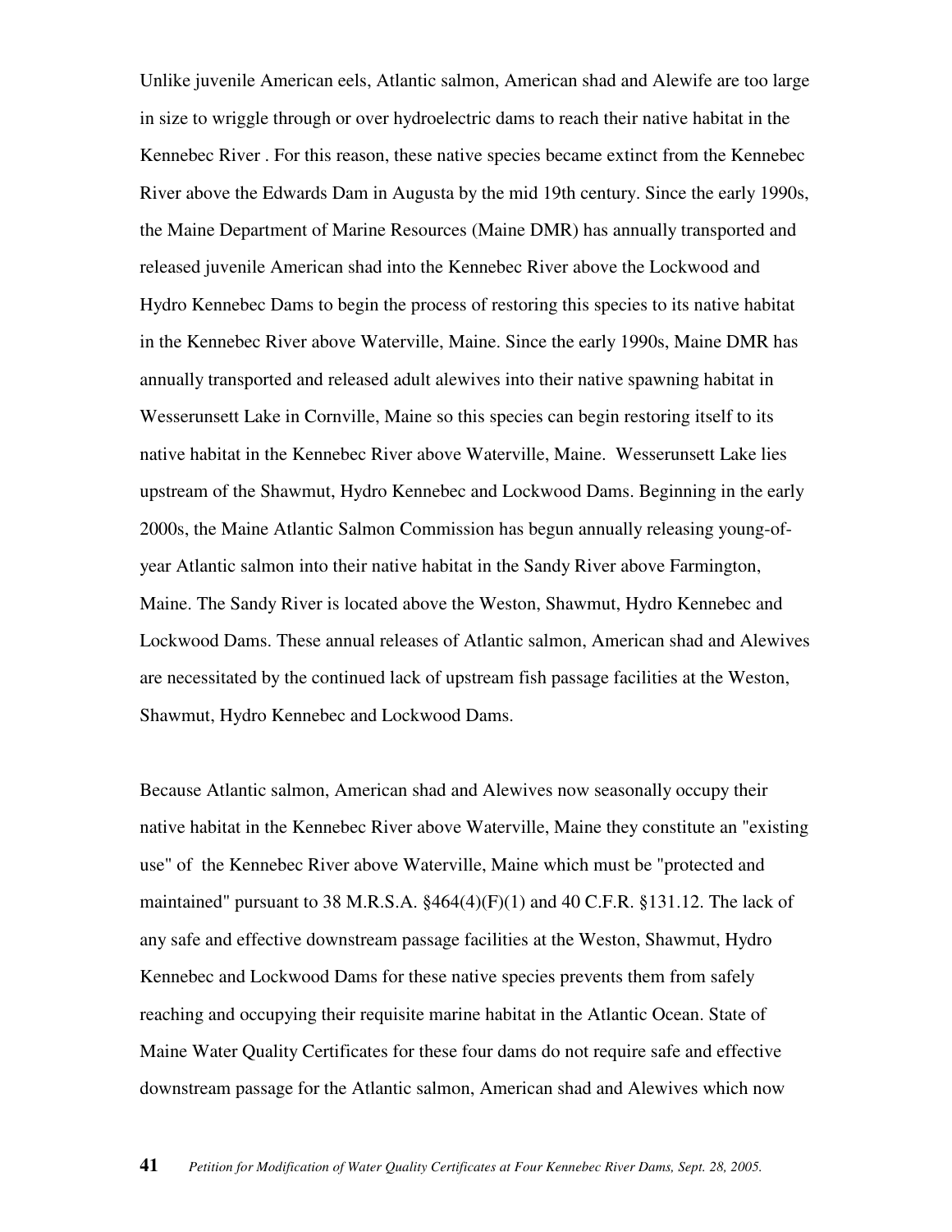Unlike juvenile American eels, Atlantic salmon, American shad and Alewife are too large in size to wriggle through or over hydroelectric dams to reach their native habitat in the Kennebec River . For this reason, these native species became extinct from the Kennebec River above the Edwards Dam in Augusta by the mid 19th century. Since the early 1990s, the Maine Department of Marine Resources (Maine DMR) has annually transported and released juvenile American shad into the Kennebec River above the Lockwood and Hydro Kennebec Dams to begin the process of restoring this species to its native habitat in the Kennebec River above Waterville, Maine. Since the early 1990s, Maine DMR has annually transported and released adult alewives into their native spawning habitat in Wesserunsett Lake in Cornville, Maine so this species can begin restoring itself to its native habitat in the Kennebec River above Waterville, Maine. Wesserunsett Lake lies upstream of the Shawmut, Hydro Kennebec and Lockwood Dams. Beginning in the early 2000s, the Maine Atlantic Salmon Commission has begun annually releasing young-of-year Atlantic salmon into their native habitat in the Sandy River above Farmington, Maine. The Sandy River is located above the Weston, Shawmut, Hydro Kennebec and Lockwood Dams. These annual releases of Atlantic salmon, American shad and Alewives are necessitated by the continued lack of upstream fish passage facilities at the Weston, Shawmut, Hydro Kennebec and Lockwood Dams.

Because Atlantic salmon, American shad and Alewives now seasonally occupy their native habitat in the Kennebec River above Waterville, Maine they constitute an "existing use" of the Kennebec River above Waterville, Maine which must be "protected and maintained" pursuant to 38 M.R.S.A. §464(4)(F)(1) and 40 C.F.R. §131.12. The lack of any safe and effective downstream passage facilities at the Weston, Shawmut, Hydro Kennebec and Lockwood Dams for these native species prevents them from safely reaching and occupying their requisite marine habitat in the Atlantic Ocean. State of Maine Water Quality Certificates for these four dams do not require safe and effective downstream passage for the Atlantic salmon, American shad and Alewives which now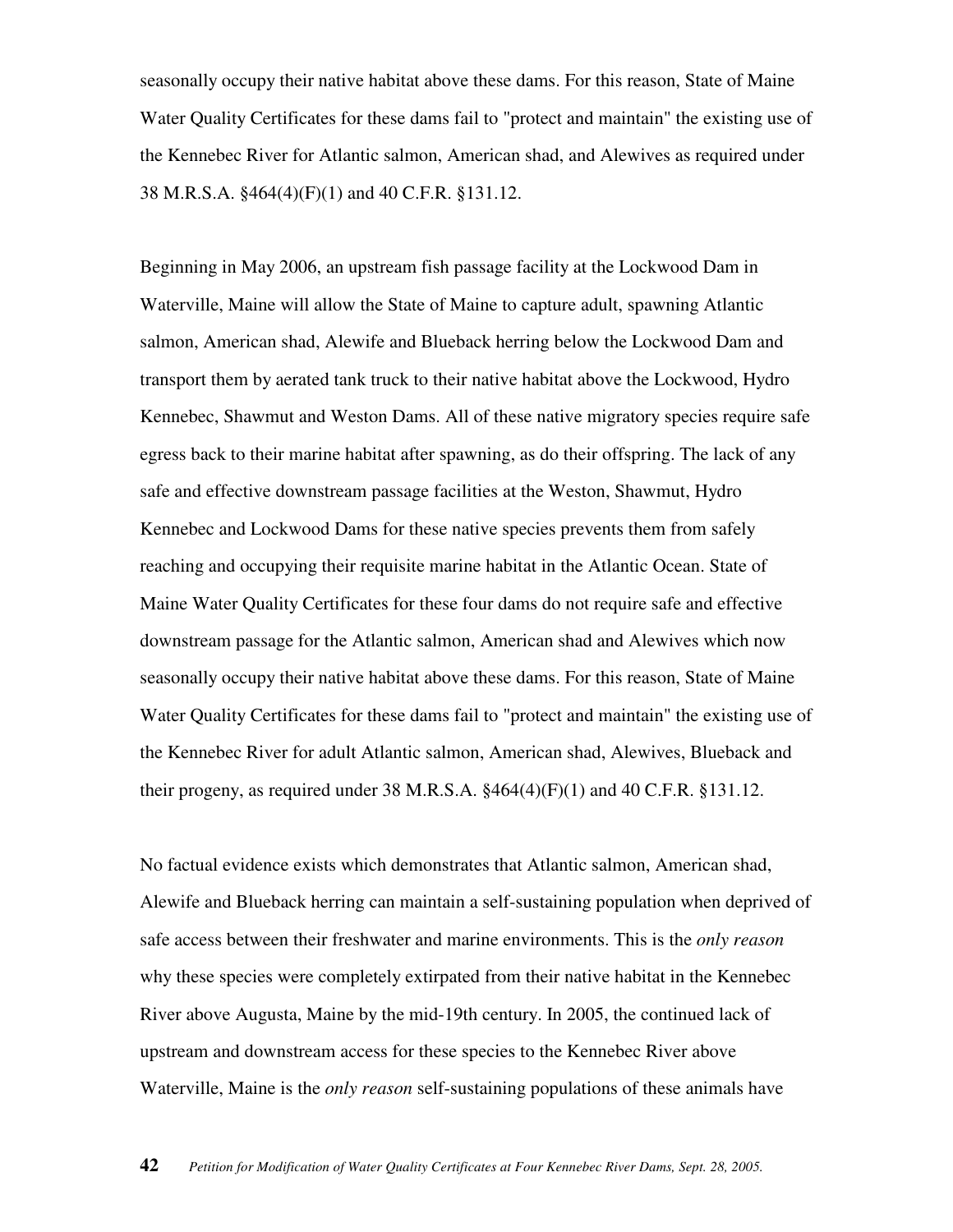seasonally occupy their native habitat above these dams. For this reason, State of Maine Water Quality Certificates for these dams fail to "protect and maintain" the existing use of the Kennebec River for Atlantic salmon, American shad, and Alewives as required under 38 M.R.S.A. §464(4)(F)(1) and 40 C.F.R. §131.12.

Beginning in May 2006, an upstream fish passage facility at the Lockwood Dam in Waterville, Maine will allow the State of Maine to capture adult, spawning Atlantic salmon, American shad, Alewife and Blueback herring below the Lockwood Dam and transport them by aerated tank truck to their native habitat above the Lockwood, Hydro Kennebec, Shawmut and Weston Dams. All of these native migratory species require safe egress back to their marine habitat after spawning, as do their offspring. The lack of any safe and effective downstream passage facilities at the Weston, Shawmut, Hydro Kennebec and Lockwood Dams for these native species prevents them from safely reaching and occupying their requisite marine habitat in the Atlantic Ocean. State of Maine Water Quality Certificates for these four dams do not require safe and effective downstream passage for the Atlantic salmon, American shad and Alewives which now seasonally occupy their native habitat above these dams. For this reason, State of Maine Water Quality Certificates for these dams fail to "protect and maintain" the existing use of the Kennebec River for adult Atlantic salmon, American shad, Alewives, Blueback and their progeny, as required under 38 M.R.S.A. §464(4)(F)(1) and 40 C.F.R. §131.12.

No factual evidence exists which demonstrates that Atlantic salmon, American shad, Alewife and Blueback herring can maintain a self-sustaining population when deprived of safe access between their freshwater and marine environments. This is the *only reason* why these species were completely extirpated from their native habitat in the Kennebec River above Augusta, Maine by the mid-19th century. In 2005, the continued lack of upstream and downstream access for these species to the Kennebec River above Waterville, Maine is the *only reason* self-sustaining populations of these animals have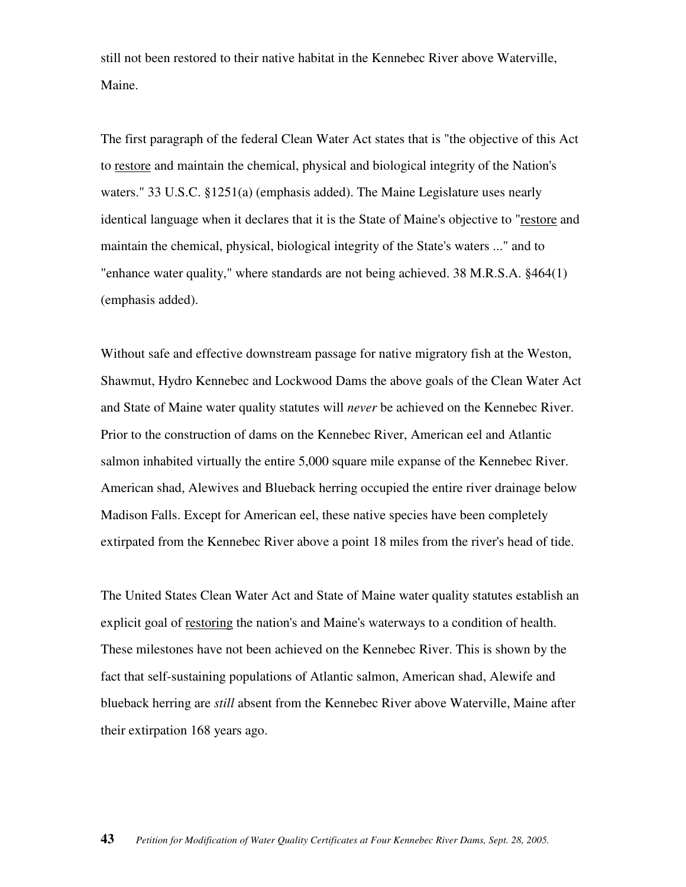still not been restored to their native habitat in the Kennebec River above Waterville, Maine.

The first paragraph of the federal Clean Water Act states that is "the objective of this Act to <u>restore</u> and maintain the chemical, physical and biological integrity of the Nation's waters." 33 U.S.C. §1251(a) (emphasis added). The Maine Legislature uses nearly identical language when it declares that it is the State of Maine's objective to "<u>restore</u> and maintain the chemical, physical, biological integrity of the State's waters ..." and to "enhance water quality," where standards are not being achieved. 38 M.R.S.A. §464(1) (emphasis added).

Without safe and effective downstream passage for native migratory fish at the Weston, Shawmut, Hydro Kennebec and Lockwood Dams the above goals of the Clean Water Act and State of Maine water quality statutes will *never* be achieved on the Kennebec River. Prior to the construction of dams on the Kennebec River, American eel and Atlantic salmon inhabited virtually the entire 5,000 square mile expanse of the Kennebec River. American shad, Alewives and Blueback herring occupied the entire river drainage below Madison Falls. Except for American eel, these native species have been completely extirpated from the Kennebec River above a point 18 miles from the river's head of tide.

The United States Clean Water Act and State of Maine water quality statutes establish an explicit goal of <u>restoring</u> the nation's and Maine's waterways to a condition of health. These milestones have not been achieved on the Kennebec River. This is shown by the fact that self-sustaining populations of Atlantic salmon, American shad, Alewife and blueback herring are *still* absent from the Kennebec River above Waterville, Maine after their extirpation 168 years ago.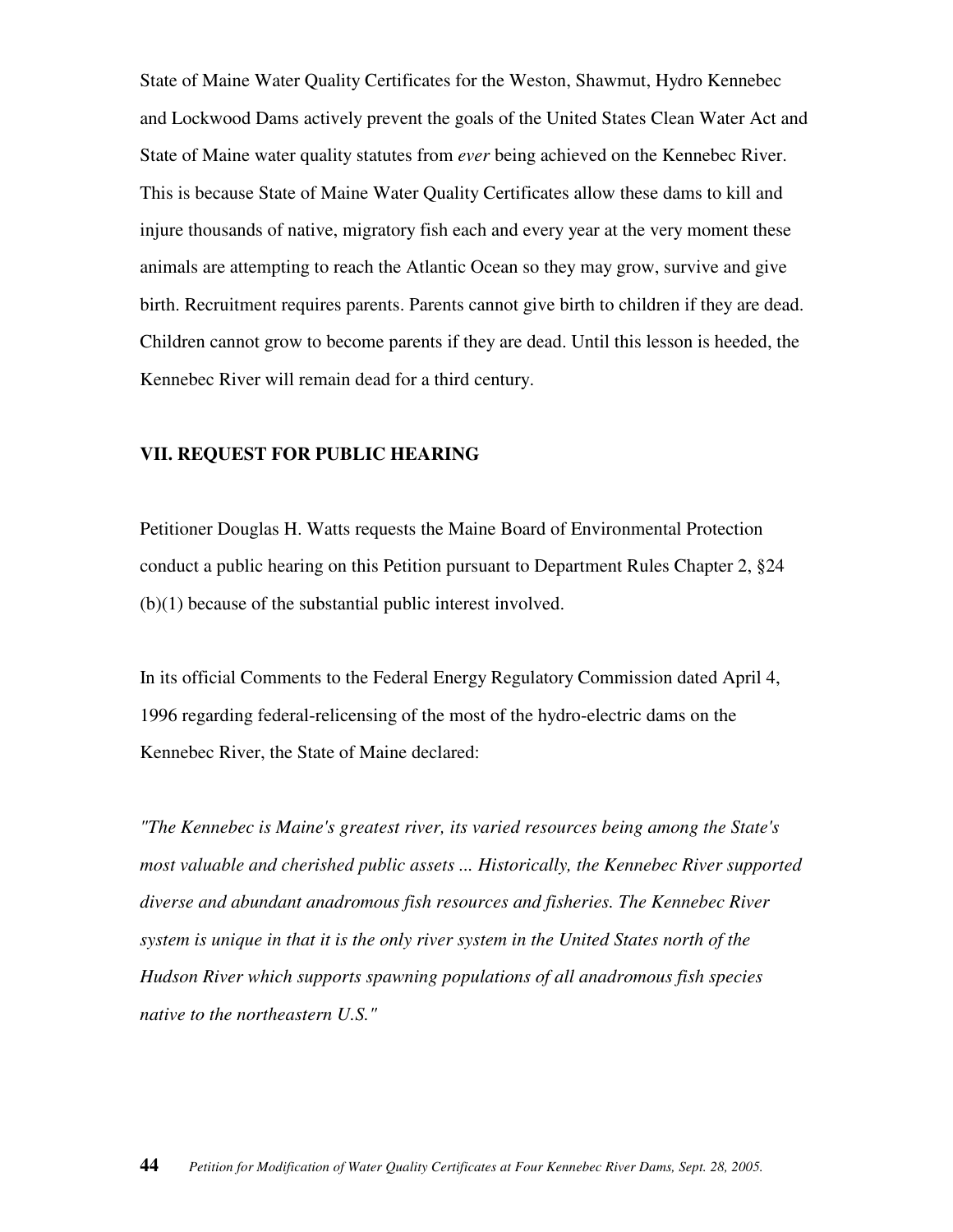State of Maine Water Quality Certificates for the Weston, Shawmut, Hydro Kennebec and Lockwood Dams actively prevent the goals of the United States Clean Water Act and State of Maine water quality statutes from *ever* being achieved on the Kennebec River. This is because State of Maine Water Quality Certificates allow these dams to kill and injure thousands of native, migratory fish each and every year at the very moment these animals are attempting to reach the Atlantic Ocean so they may grow, survive and give birth. Recruitment requires parents. Parents cannot give birth to children if they are dead. Children cannot grow to become parents if they are dead. Until this lesson is heeded, the Kennebec River will remain dead for a third century.

### VII. REQUEST FOR PUBLIC HEARING

Petitioner Douglas H. Watts requests the Maine Board of Environmental Protection conduct a public hearing on this Petition pursuant to Department Rules Chapter 2, §24 (b)(1) because of the substantial public interest involved.

In its official Comments to the Federal Energy Regulatory Commission dated April 4, 1996 regarding federal-relicensing of the most of the hydro-electric dams on the Kennebec River, the State of Maine declared:

*"The Kennebec is Maine's greatest river, its varied resources being among the State's most valuable and cherished public assets ... Historically, the Kennebec River supported diverse and abundant anadromous fish resources and fisheries. The Kennebec River system is unique in that it is the only river system in the United States north of the Hudson River which supports spawning populations of all anadromous fish species native to the northeastern U.S."*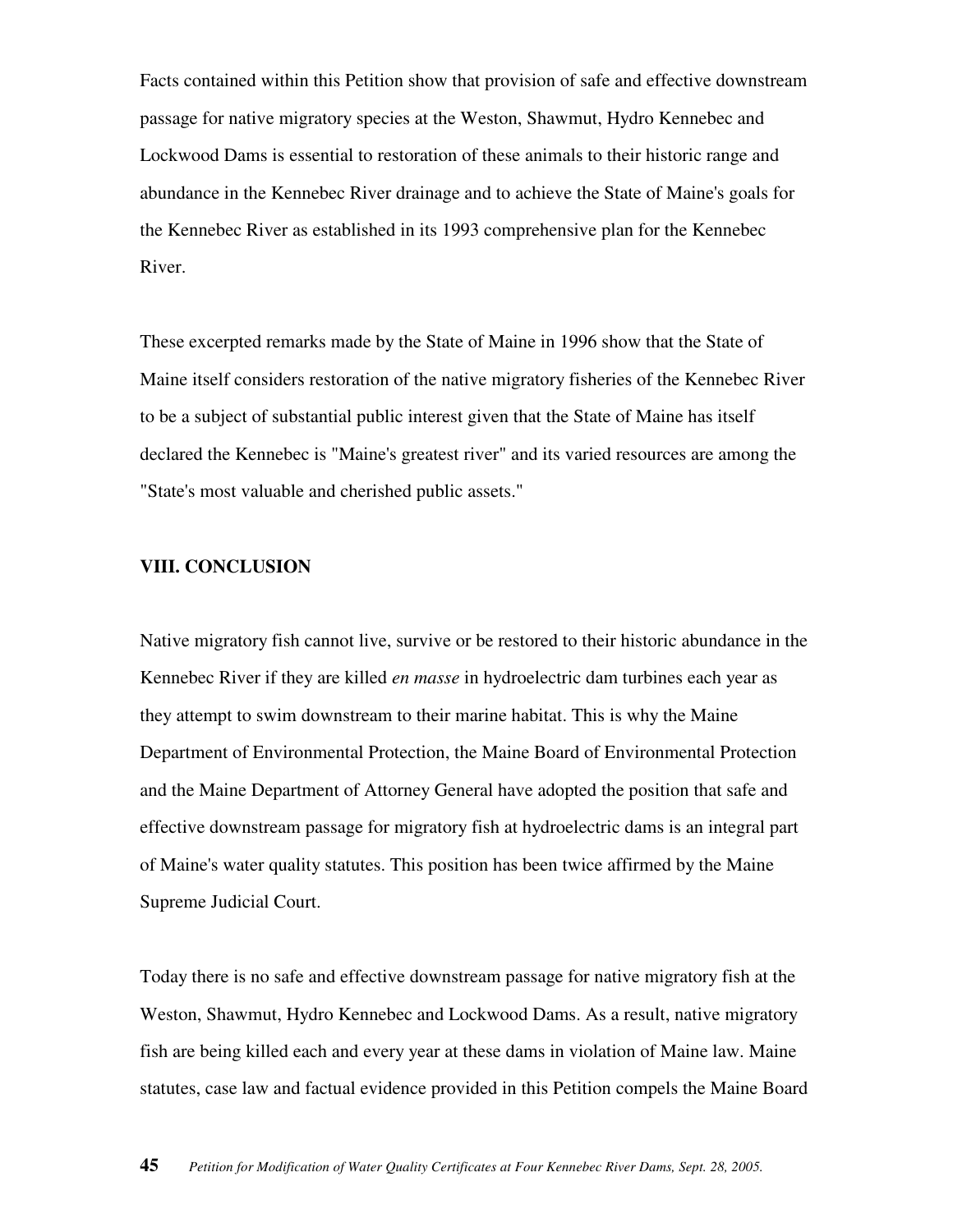Facts contained within this Petition show that provision of safe and effective downstream passage for native migratory species at the Weston, Shawmut, Hydro Kennebec and Lockwood Dams is essential to restoration of these animals to their historic range and abundance in the Kennebec River drainage and to achieve the State of Maine's goals for the Kennebec River as established in its 1993 comprehensive plan for the Kennebec River.

These excerpted remarks made by the State of Maine in 1996 show that the State of Maine itself considers restoration of the native migratory fisheries of the Kennebec River to be a subject of substantial public interest given that the State of Maine has itself declared the Kennebec is "Maine's greatest river" and its varied resources are among the "State's most valuable and cherished public assets."

## VIII. CONCLUSION

Native migratory fish cannot live, survive or be restored to their historic abundance in the Kennebec River if they are killed *en masse* in hydroelectric dam turbines each year as they attempt to swim downstream to their marine habitat. This is why the Maine Department of Environmental Protection, the Maine Board of Environmental Protection and the Maine Department of Attorney General have adopted the position that safe and effective downstream passage for migratory fish at hydroelectric dams is an integral part of Maine's water quality statutes. This position has been twice affirmed by the Maine Supreme Judicial Court.

Today there is no safe and effective downstream passage for native migratory fish at the Weston, Shawmut, Hydro Kennebec and Lockwood Dams. As a result, native migratory fish are being killed each and every year at these dams in violation of Maine law. Maine statutes, case law and factual evidence provided in this Petition compels the Maine Board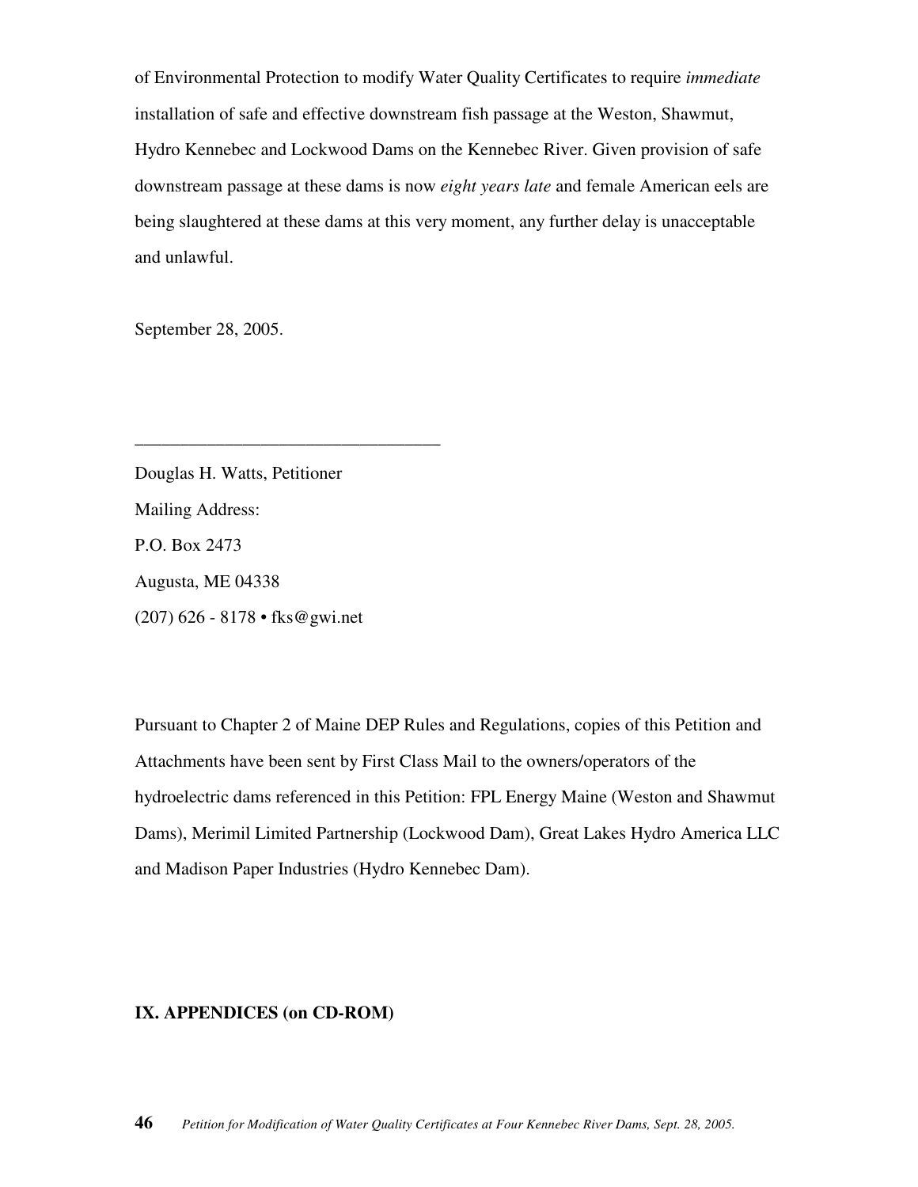of Environmental Protection to modify Water Quality Certificates to require *immediate* installation of safe and effective downstream fish passage at the Weston, Shawmut, Hydro Kennebec and Lockwood Dams on the Kennebec River. Given provision of safe downstream passage at these dams is now *eight years late* and female American eels are being slaughtered at these dams at this very moment, any further delay is unacceptable and unlawful.

September 28, 2005.

\_\_\_\_\_\_\_\_\_\_\_\_\_\_\_\_\_\_\_\_\_\_\_\_\_\_\_\_\_\_\_\_\_\_

Douglas H. Watts, Petitioner

Mailing Address:

P.O. Box 2473

Augusta, ME 04338

(207) 626 - 8178 • fks@gwi.net

Pursuant to Chapter 2 of Maine DEP Rules and Regulations, copies of this Petition and Attachments have been sent by First Class Mail to the owners/operators of the hydroelectric dams referenced in this Petition: FPL Energy Maine (Weston and Shawmut Dams), Merimil Limited Partnership (Lockwood Dam), Great Lakes Hydro America LLC and Madison Paper Industries (Hydro Kennebec Dam).

**IX. APPENDICES (on CD-ROM)**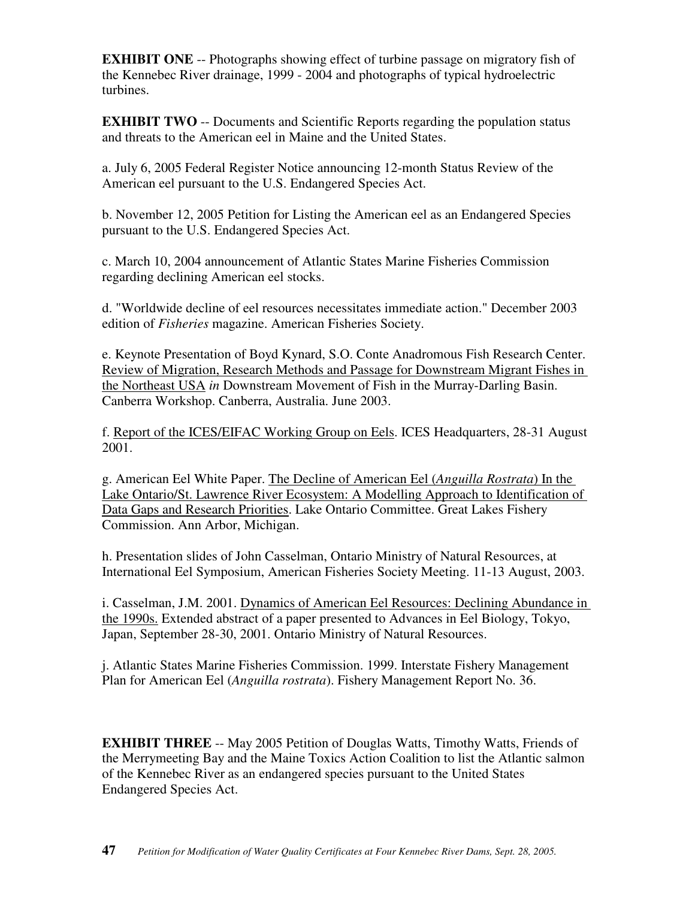**EXHIBIT ONE** -- Photographs showing effect of turbine passage on migratory fish of the Kennebec River drainage, 1999 - 2004 and photographs of typical hydroelectric turbines.

**EXHIBIT TWO** -- Documents and Scientific Reports regarding the population status and threats to the American eel in Maine and the United States.

a. July 6, 2005 Federal Register Notice announcing 12-month Status Review of the American eel pursuant to the U.S. Endangered Species Act.

b. November 12, 2005 Petition for Listing the American eel as an Endangered Species pursuant to the U.S. Endangered Species Act.

c. March 10, 2004 announcement of Atlantic States Marine Fisheries Commission regarding declining American eel stocks.

d. "Worldwide decline of eel resources necessitates immediate action." December 2003 edition of *Fisheries* magazine. American Fisheries Society.

e. Keynote Presentation of Boyd Kynard, S.O. Conte Anadromous Fish Research Center. Review of Migration, Research Methods and Passage for Downstream Migrant Fishes in the Northeast USA *in* Downstream Movement of Fish in the Murray-Darling Basin. Canberra Workshop. Canberra, Australia. June 2003.

f. Report of the ICES/EIFAC Working Group on Eels. ICES Headquarters, 28-31 August 2001.

g. American Eel White Paper. The Decline of American Eel (*Anguilla Rostrata*) In the Lake Ontario/St. Lawrence River Ecosystem: A Modelling Approach to Identification of Data Gaps and Research Priorities. Lake Ontario Committee. Great Lakes Fishery Commission. Ann Arbor, Michigan.

h. Presentation slides of John Casselman, Ontario Ministry of Natural Resources, at International Eel Symposium, American Fisheries Society Meeting. 11-13 August, 2003.

i. Casselman, J.M. 2001. Dynamics of American Eel Resources: Declining Abundance in the 1990s. Extended abstract of a paper presented to Advances in Eel Biology, Tokyo, Japan, September 28-30, 2001. Ontario Ministry of Natural Resources.

j. Atlantic States Marine Fisheries Commission. 1999. Interstate Fishery Management Plan for American Eel (*Anguilla rostrata*). Fishery Management Report No. 36.

**EXHIBIT THREE** -- May 2005 Petition of Douglas Watts, Timothy Watts, Friends of the Merrymeeting Bay and the Maine Toxics Action Coalition to list the Atlantic salmon of the Kennebec River as an endangered species pursuant to the United States Endangered Species Act.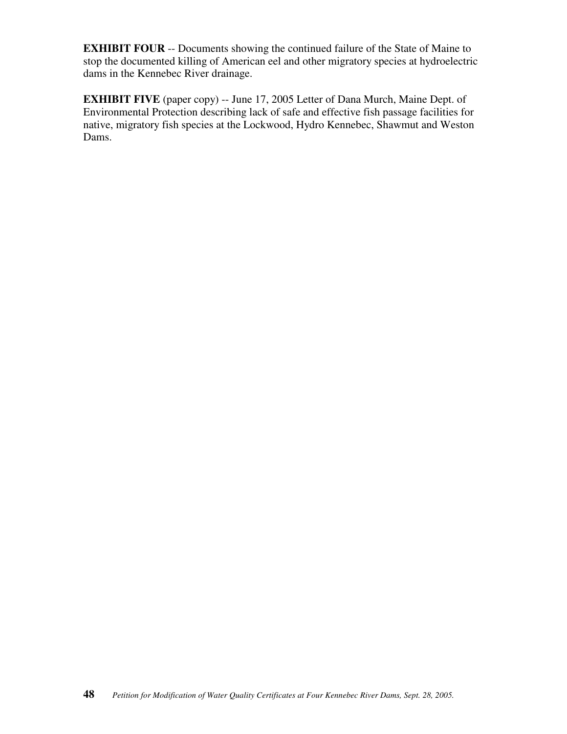**EXHIBIT FOUR** -- Documents showing the continued failure of the State of Maine to stop the documented killing of American eel and other migratory species at hydroelectric dams in the Kennebec River drainage.

**EXHIBIT FIVE** (paper copy) -- June 17, 2005 Letter of Dana Murch, Maine Dept. of Environmental Protection describing lack of safe and effective fish passage facilities for native, migratory fish species at the Lockwood, Hydro Kennebec, Shawmut and Weston Dams.